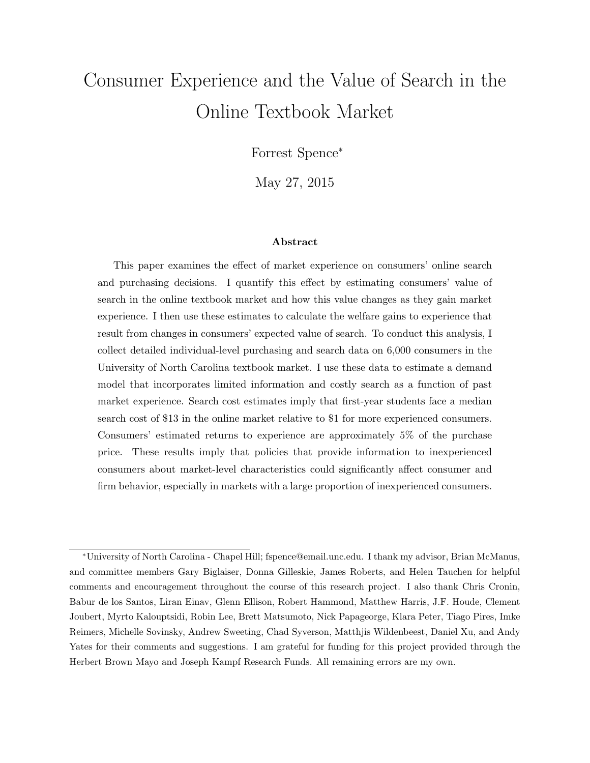# Consumer Experience and the Value of Search in the Online Textbook Market

Forrest Spence*

May 27, 2015

### Abstract

This paper examines the effect of market experience on consumers' online search and purchasing decisions. I quantify this effect by estimating consumers' value of search in the online textbook market and how this value changes as they gain market experience. I then use these estimates to calculate the welfare gains to experience that result from changes in consumers' expected value of search. To conduct this analysis, I collect detailed individual-level purchasing and search data on 6,000 consumers in the University of North Carolina textbook market. I use these data to estimate a demand model that incorporates limited information and costly search as a function of past market experience. Search cost estimates imply that first-year students face a median search cost of \$13 in the online market relative to \$1 for more experienced consumers. Consumers' estimated returns to experience are approximately 5% of the purchase price. These results imply that policies that provide information to inexperienced consumers about market-level characteristics could significantly affect consumer and firm behavior, especially in markets with a large proportion of inexperienced consumers.

---

*University of North Carolina - Chapel Hill; fspence@email.unc.edu. I thank my advisor, Brian McManus, and committee members Gary Biglaiser, Donna Gilleskie, James Roberts, and Helen Tauchen for helpful comments and encouragement throughout the course of this research project. I also thank Chris Cronin, Babur de los Santos, Liran Einav, Glenn Ellison, Robert Hammond, Matthew Harris, J.F. Houde, Clement Joubert, Myrto Kalouptsidi, Robin Lee, Brett Matsumoto, Nick Papageorge, Klara Peter, Tiago Pires, Imke Reimers, Michelle Sovinsky, Andrew Sweeting, Chad Syverson, Matthjis Wildenbeest, Daniel Xu, and Andy Yates for their comments and suggestions. I am grateful for funding for this project provided through the Herbert Brown Mayo and Joseph Kampf Research Funds. All remaining errors are my own.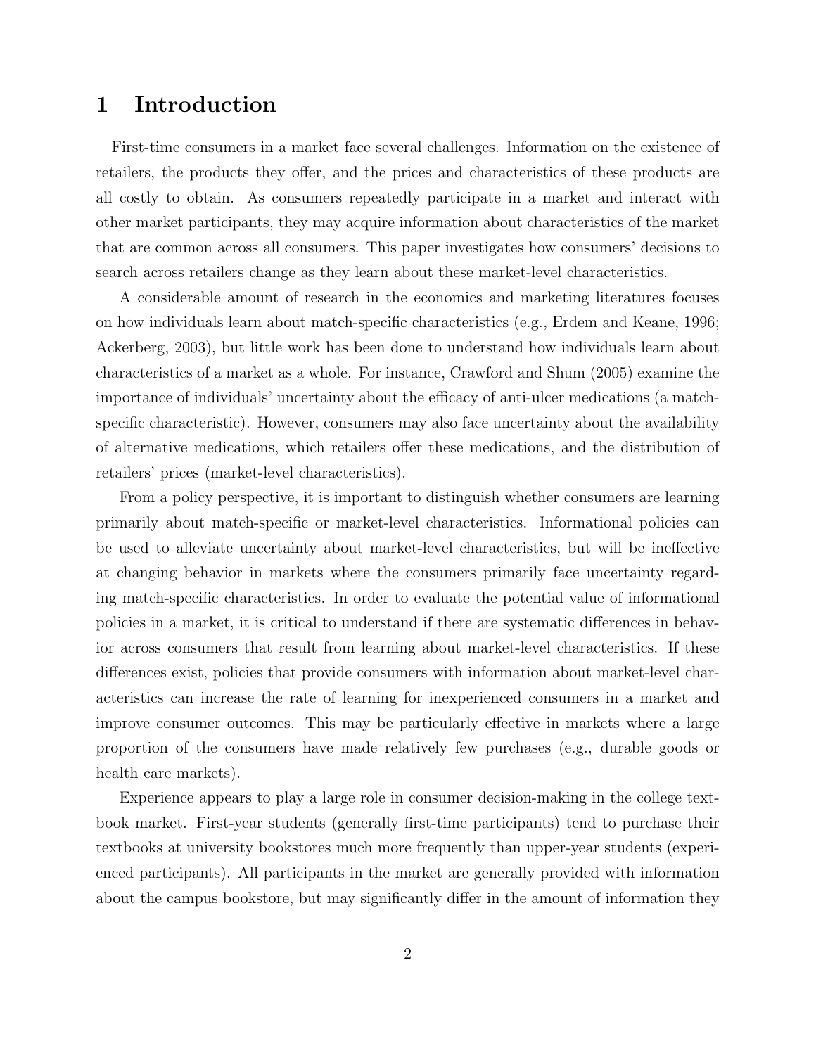# 1 Introduction

First-time consumers in a market face several challenges. Information on the existence of retailers, the products they offer, and the prices and characteristics of these products are all costly to obtain. As consumers repeatedly participate in a market and interact with other market participants, they may acquire information about characteristics of the market that are common across all consumers. This paper investigates how consumers' decisions to search across retailers change as they learn about these market-level characteristics.

A considerable amount of research in the economics and marketing literatures focuses on how individuals learn about match-specific characteristics (e.g., Erdem and Keane, 1996; Ackerberg, 2003), but little work has been done to understand how individuals learn about characteristics of a market as a whole. For instance, Crawford and Shum (2005) examine the importance of individuals' uncertainty about the efficacy of anti-ulcer medications (a match-specific characteristic). However, consumers may also face uncertainty about the availability of alternative medications, which retailers offer these medications, and the distribution of retailers' prices (market-level characteristics).

From a policy perspective, it is important to distinguish whether consumers are learning primarily about match-specific or market-level characteristics. Informational policies can be used to alleviate uncertainty about market-level characteristics, but will be ineffective at changing behavior in markets where the consumers primarily face uncertainty regarding match-specific characteristics. In order to evaluate the potential value of informational policies in a market, it is critical to understand if there are systematic differences in behavior across consumers that result from learning about market-level characteristics. If these differences exist, policies that provide consumers with information about market-level characteristics can increase the rate of learning for inexperienced consumers in a market and improve consumer outcomes. This may be particularly effective in markets where a large proportion of the consumers have made relatively few purchases (e.g., durable goods or health care markets).

Experience appears to play a large role in consumer decision-making in the college textbook market. First-year students (generally first-time participants) tend to purchase their textbooks at university bookstores much more frequently than upper-year students (experienced participants). All participants in the market are generally provided with information about the campus bookstore, but may significantly differ in the amount of information they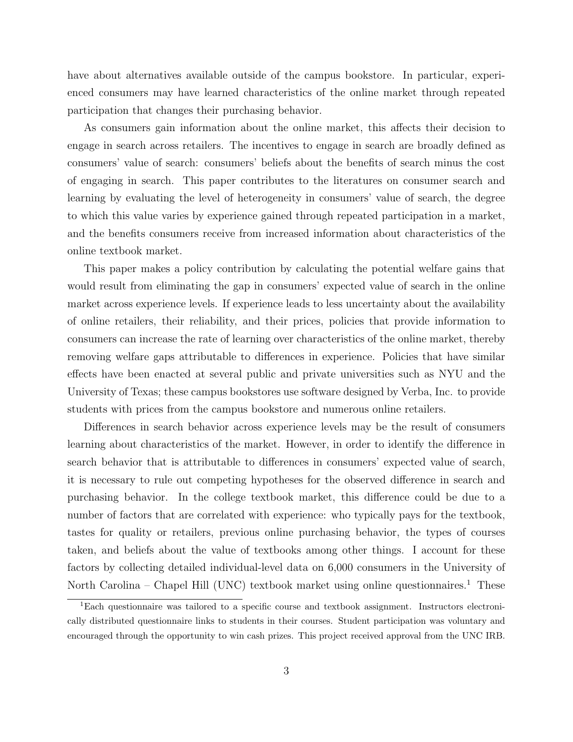have about alternatives available outside of the campus bookstore. In particular, experienced consumers may have learned characteristics of the online market through repeated participation that changes their purchasing behavior.

As consumers gain information about the online market, this affects their decision to engage in search across retailers. The incentives to engage in search are broadly defined as consumers' value of search: consumers' beliefs about the benefits of search minus the cost of engaging in search. This paper contributes to the literatures on consumer search and learning by evaluating the level of heterogeneity in consumers' value of search, the degree to which this value varies by experience gained through repeated participation in a market, and the benefits consumers receive from increased information about characteristics of the online textbook market.

This paper makes a policy contribution by calculating the potential welfare gains that would result from eliminating the gap in consumers' expected value of search in the online market across experience levels. If experience leads to less uncertainty about the availability of online retailers, their reliability, and their prices, policies that provide information to consumers can increase the rate of learning over characteristics of the online market, thereby removing welfare gaps attributable to differences in experience. Policies that have similar effects have been enacted at several public and private universities such as NYU and the University of Texas; these campus bookstores use software designed by Verba, Inc. to provide students with prices from the campus bookstore and numerous online retailers.

Differences in search behavior across experience levels may be the result of consumers learning about characteristics of the market. However, in order to identify the difference in search behavior that is attributable to differences in consumers' expected value of search, it is necessary to rule out competing hypotheses for the observed difference in search and purchasing behavior. In the college textbook market, this difference could be due to a number of factors that are correlated with experience: who typically pays for the textbook, tastes for quality or retailers, previous online purchasing behavior, the types of courses taken, and beliefs about the value of textbooks among other things. I account for these factors by collecting detailed individual-level data on 6,000 consumers in the University of North Carolina – Chapel Hill (UNC) textbook market using online questionnaires.[1] These

[1] Each questionnaire was tailored to a specific course and textbook assignment. Instructors electronically distributed questionnaire links to students in their courses. Student participation was voluntary and encouraged through the opportunity to win cash prizes. This project received approval from the UNC IRB.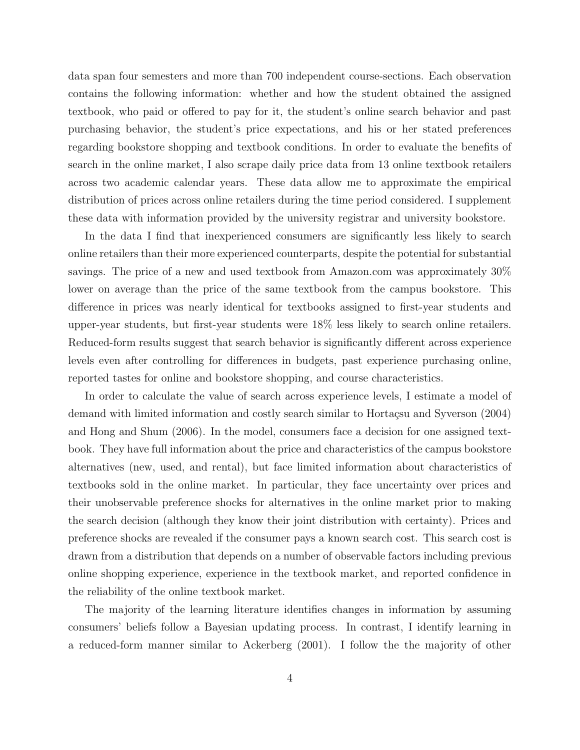data span four semesters and more than 700 independent course-sections. Each observation contains the following information: whether and how the student obtained the assigned textbook, who paid or offered to pay for it, the student's online search behavior and past purchasing behavior, the student's price expectations, and his or her stated preferences regarding bookstore shopping and textbook conditions. In order to evaluate the benefits of search in the online market, I also scrape daily price data from 13 online textbook retailers across two academic calendar years. These data allow me to approximate the empirical distribution of prices across online retailers during the time period considered. I supplement these data with information provided by the university registrar and university bookstore.

In the data I find that inexperienced consumers are significantly less likely to search online retailers than their more experienced counterparts, despite the potential for substantial savings. The price of a new and used textbook from Amazon.com was approximately 30% lower on average than the price of the same textbook from the campus bookstore. This difference in prices was nearly identical for textbooks assigned to first-year students and upper-year students, but first-year students were 18% less likely to search online retailers. Reduced-form results suggest that search behavior is significantly different across experience levels even after controlling for differences in budgets, past experience purchasing online, reported tastes for online and bookstore shopping, and course characteristics.

In order to calculate the value of search across experience levels, I estimate a model of demand with limited information and costly search similar to Hortaçsu and Syverson (2004) and Hong and Shum (2006). In the model, consumers face a decision for one assigned textbook. They have full information about the price and characteristics of the campus bookstore alternatives (new, used, and rental), but face limited information about characteristics of textbooks sold in the online market. In particular, they face uncertainty over prices and their unobservable preference shocks for alternatives in the online market prior to making the search decision (although they know their joint distribution with certainty). Prices and preference shocks are revealed if the consumer pays a known search cost. This search cost is drawn from a distribution that depends on a number of observable factors including previous online shopping experience, experience in the textbook market, and reported confidence in the reliability of the online textbook market.

The majority of the learning literature identifies changes in information by assuming consumers' beliefs follow a Bayesian updating process. In contrast, I identify learning in a reduced-form manner similar to Ackerberg (2001). I follow the the majority of other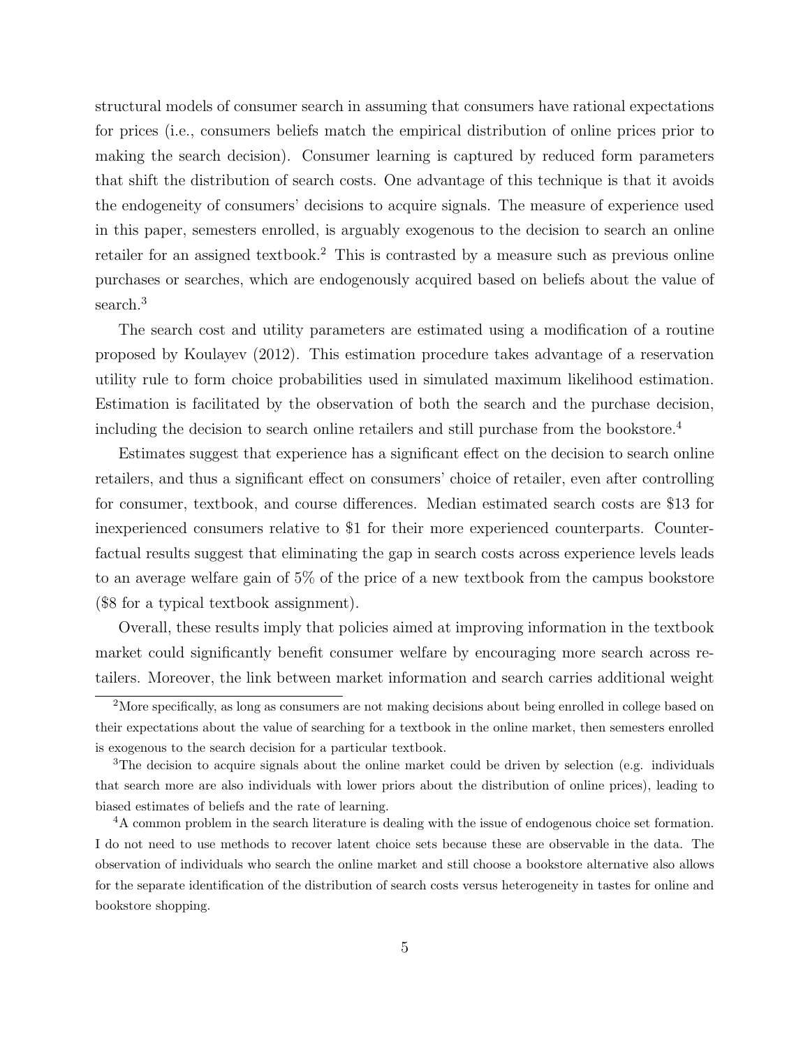structural models of consumer search in assuming that consumers have rational expectations for prices (i.e., consumers beliefs match the empirical distribution of online prices prior to making the search decision). Consumer learning is captured by reduced form parameters that shift the distribution of search costs. One advantage of this technique is that it avoids the endogeneity of consumers' decisions to acquire signals. The measure of experience used in this paper, semesters enrolled, is arguably exogenous to the decision to search an online retailer for an assigned textbook.[2] This is contrasted by a measure such as previous online purchases or searches, which are endogenously acquired based on beliefs about the value of search.[3]

The search cost and utility parameters are estimated using a modification of a routine proposed by Koulayev (2012). This estimation procedure takes advantage of a reservation utility rule to form choice probabilities used in simulated maximum likelihood estimation. Estimation is facilitated by the observation of both the search and the purchase decision, including the decision to search online retailers and still purchase from the bookstore.[4]

Estimates suggest that experience has a significant effect on the decision to search online retailers, and thus a significant effect on consumers' choice of retailer, even after controlling for consumer, textbook, and course differences. Median estimated search costs are $13 for inexperienced consumers relative to $1 for their more experienced counterparts. Counterfactual results suggest that eliminating the gap in search costs across experience levels leads to an average welfare gain of 5% of the price of a new textbook from the campus bookstore ($8 for a typical textbook assignment).

Overall, these results imply that policies aimed at improving information in the textbook market could significantly benefit consumer welfare by encouraging more search across retailers. Moreover, the link between market information and search carries additional weight

[2]More specifically, as long as consumers are not making decisions about being enrolled in college based on their expectations about the value of searching for a textbook in the online market, then semesters enrolled is exogenous to the search decision for a particular textbook.

[3]The decision to acquire signals about the online market could be driven by selection (e.g. individuals that search more are also individuals with lower priors about the distribution of online prices), leading to biased estimates of beliefs and the rate of learning.

[4]A common problem in the search literature is dealing with the issue of endogenous choice set formation. I do not need to use methods to recover latent choice sets because these are observable in the data. The observation of individuals who search the online market and still choose a bookstore alternative also allows for the separate identification of the distribution of search costs versus heterogeneity in tastes for online and bookstore shopping.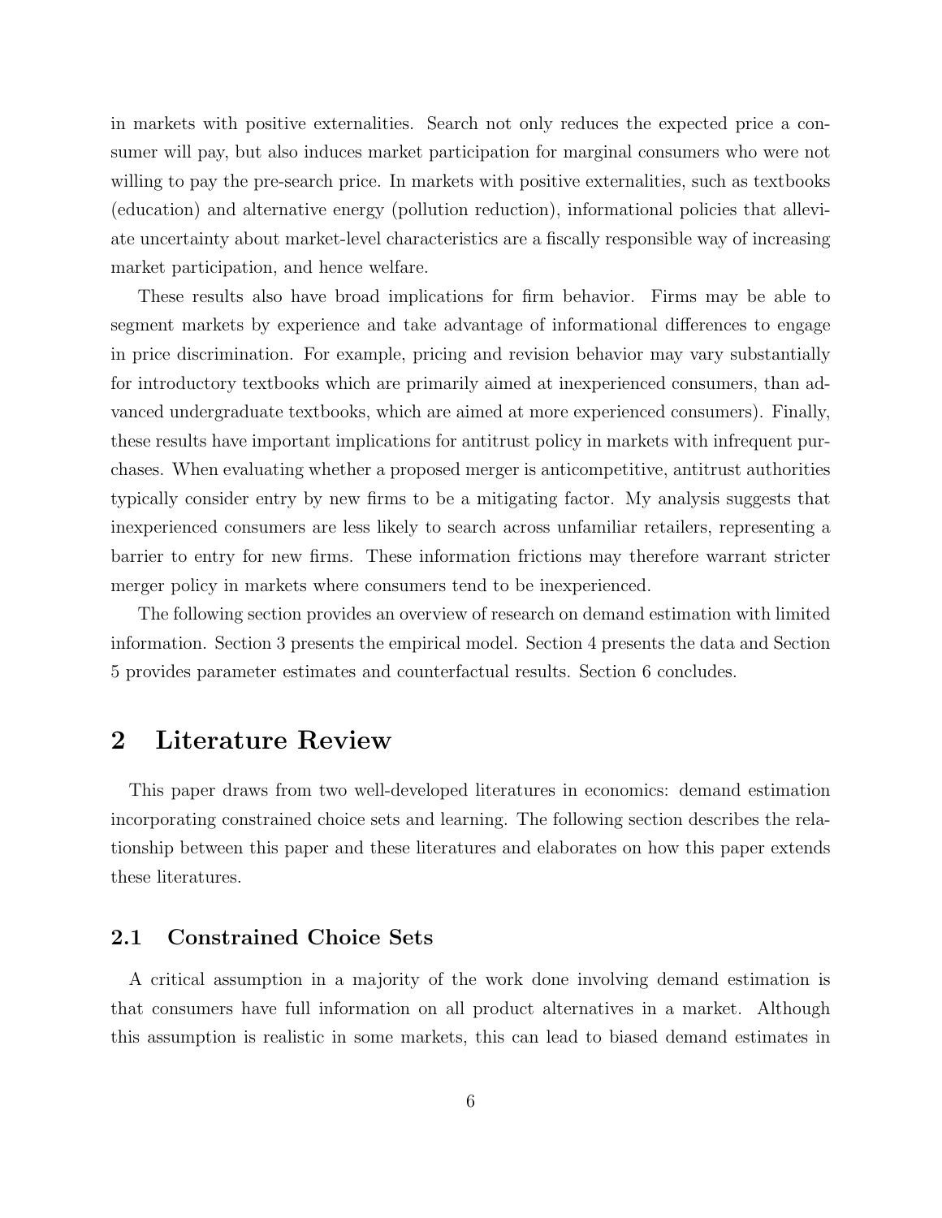in markets with positive externalities. Search not only reduces the expected price a consumer will pay, but also induces market participation for marginal consumers who were not willing to pay the pre-search price. In markets with positive externalities, such as textbooks (education) and alternative energy (pollution reduction), informational policies that alleviate uncertainty about market-level characteristics are a fiscally responsible way of increasing market participation, and hence welfare.

These results also have broad implications for firm behavior. Firms may be able to segment markets by experience and take advantage of informational differences to engage in price discrimination. For example, pricing and revision behavior may vary substantially for introductory textbooks which are primarily aimed at inexperienced consumers, than advanced undergraduate textbooks, which are aimed at more experienced consumers). Finally, these results have important implications for antitrust policy in markets with infrequent purchases. When evaluating whether a proposed merger is anticompetitive, antitrust authorities typically consider entry by new firms to be a mitigating factor. My analysis suggests that inexperienced consumers are less likely to search across unfamiliar retailers, representing a barrier to entry for new firms. These information frictions may therefore warrant stricter merger policy in markets where consumers tend to be inexperienced.

The following section provides an overview of research on demand estimation with limited information. Section 3 presents the empirical model. Section 4 presents the data and Section 5 provides parameter estimates and counterfactual results. Section 6 concludes.

# 2 Literature Review

This paper draws from two well-developed literatures in economics: demand estimation incorporating constrained choice sets and learning. The following section describes the relationship between this paper and these literatures and elaborates on how this paper extends these literatures.

## 2.1 Constrained Choice Sets

A critical assumption in a majority of the work done involving demand estimation is that consumers have full information on all product alternatives in a market. Although this assumption is realistic in some markets, this can lead to biased demand estimates in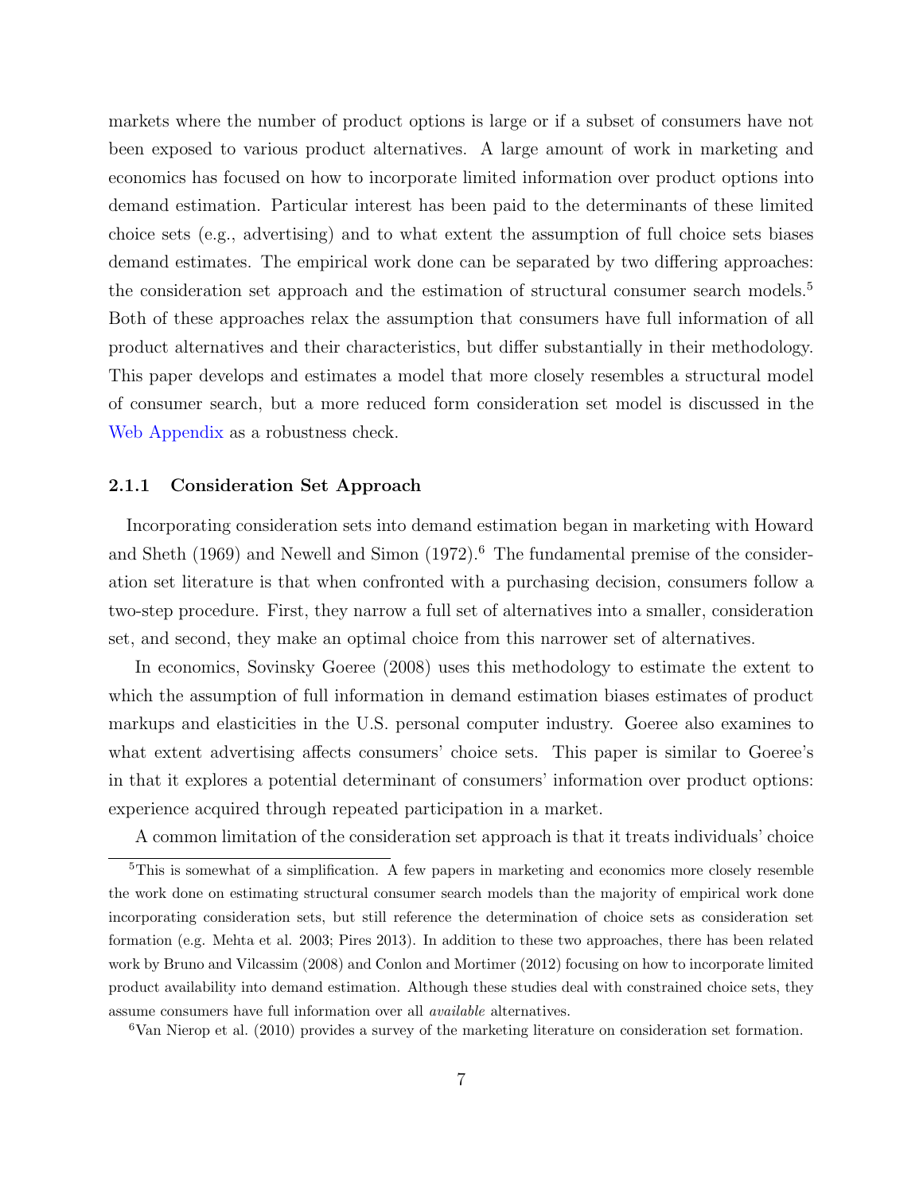markets where the number of product options is large or if a subset of consumers have not been exposed to various product alternatives. A large amount of work in marketing and economics has focused on how to incorporate limited information over product options into demand estimation. Particular interest has been paid to the determinants of these limited choice sets (e.g., advertising) and to what extent the assumption of full choice sets biases demand estimates. The empirical work done can be separated by two differing approaches: the consideration set approach and the estimation of structural consumer search models.[5] Both of these approaches relax the assumption that consumers have full information of all product alternatives and their characteristics, but differ substantially in their methodology. This paper develops and estimates a model that more closely resembles a structural model of consumer search, but a more reduced form consideration set model is discussed in the Web Appendix as a robustness check.

### 2.1.1 Consideration Set Approach

Incorporating consideration sets into demand estimation began in marketing with Howard and Sheth (1969) and Newell and Simon (1972).[6] The fundamental premise of the consideration set literature is that when confronted with a purchasing decision, consumers follow a two-step procedure. First, they narrow a full set of alternatives into a smaller, consideration set, and second, they make an optimal choice from this narrower set of alternatives.

In economics, Sovinsky Goeree (2008) uses this methodology to estimate the extent to which the assumption of full information in demand estimation biases estimates of product markups and elasticities in the U.S. personal computer industry. Goeree also examines to what extent advertising affects consumers' choice sets. This paper is similar to Goeree's in that it explores a potential determinant of consumers' information over product options: experience acquired through repeated participation in a market.

A common limitation of the consideration set approach is that it treats individuals' choice

[5] This is somewhat of a simplification. A few papers in marketing and economics more closely resemble the work done on estimating structural consumer search models than the majority of empirical work done incorporating consideration sets, but still reference the determination of choice sets as consideration set formation (e.g. Mehta et al. 2003; Pires 2013). In addition to these two approaches, there has been related work by Bruno and Vilcassim (2008) and Conlon and Mortimer (2012) focusing on how to incorporate limited product availability into demand estimation. Although these studies deal with constrained choice sets, they assume consumers have full information over all *available* alternatives.

[6] Van Nierop et al. (2010) provides a survey of the marketing literature on consideration set formation.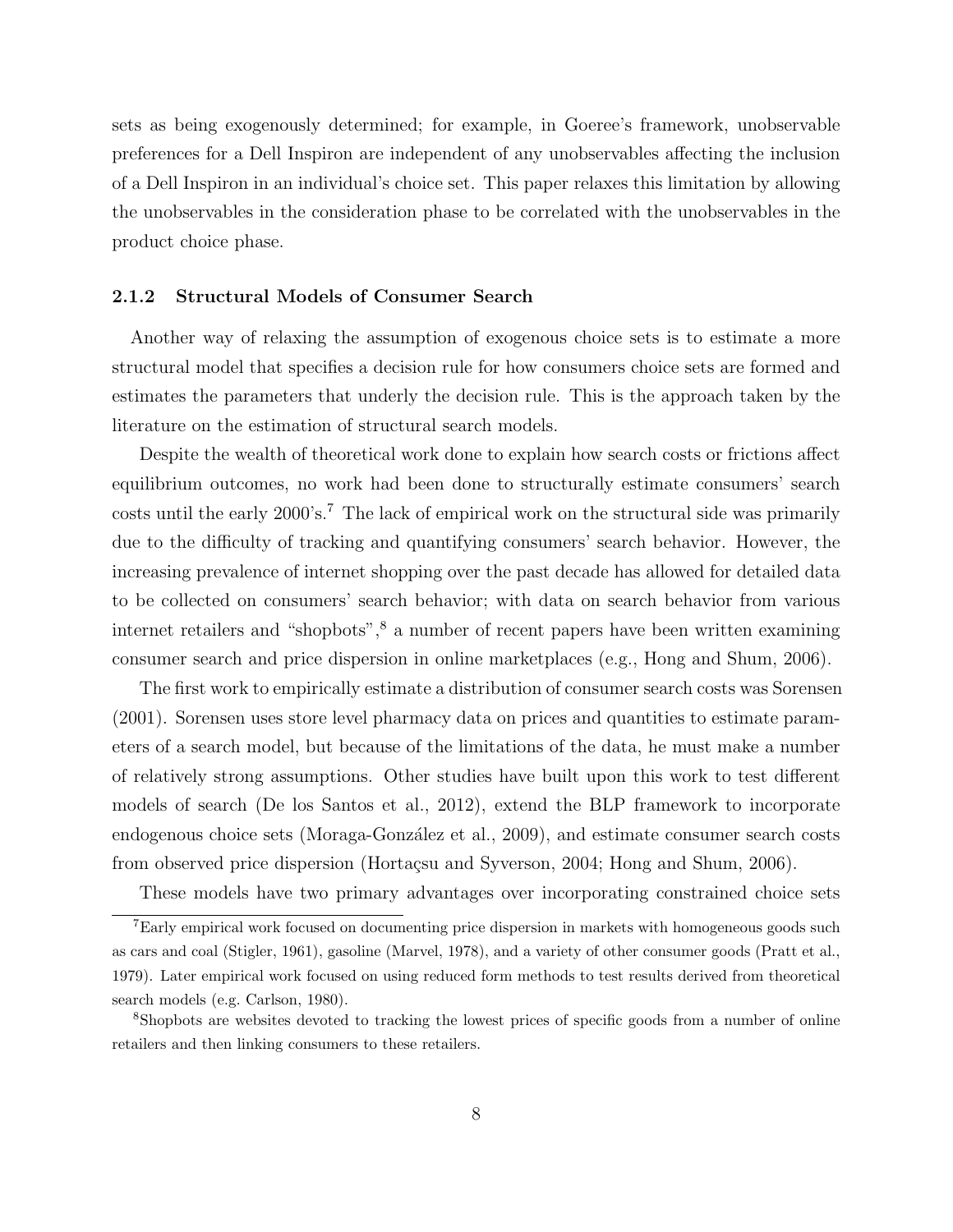sets as being exogenously determined; for example, in Goeree's framework, unobservable preferences for a Dell Inspiron are independent of any unobservables affecting the inclusion of a Dell Inspiron in an individual's choice set. This paper relaxes this limitation by allowing the unobservables in the consideration phase to be correlated with the unobservables in the product choice phase.

### 2.1.2 Structural Models of Consumer Search

Another way of relaxing the assumption of exogenous choice sets is to estimate a more structural model that specifies a decision rule for how consumers choice sets are formed and estimates the parameters that underly the decision rule. This is the approach taken by the literature on the estimation of structural search models.

Despite the wealth of theoretical work done to explain how search costs or frictions affect equilibrium outcomes, no work had been done to structurally estimate consumers' search costs until the early 2000's.[7] The lack of empirical work on the structural side was primarily due to the difficulty of tracking and quantifying consumers' search behavior. However, the increasing prevalence of internet shopping over the past decade has allowed for detailed data to be collected on consumers' search behavior; with data on search behavior from various internet retailers and "shopbots",[8] a number of recent papers have been written examining consumer search and price dispersion in online marketplaces (e.g., Hong and Shum, 2006).

The first work to empirically estimate a distribution of consumer search costs was Sorensen (2001). Sorensen uses store level pharmacy data on prices and quantities to estimate parameters of a search model, but because of the limitations of the data, he must make a number of relatively strong assumptions. Other studies have built upon this work to test different models of search (De los Santos et al., 2012), extend the BLP framework to incorporate endogenous choice sets (Moraga-González et al., 2009), and estimate consumer search costs from observed price dispersion (Hortaçsu and Syverson, 2004; Hong and Shum, 2006).

These models have two primary advantages over incorporating constrained choice sets

[7] Early empirical work focused on documenting price dispersion in markets with homogeneous goods such as cars and coal (Stigler, 1961), gasoline (Marvel, 1978), and a variety of other consumer goods (Pratt et al., 1979). Later empirical work focused on using reduced form methods to test results derived from theoretical search models (e.g. Carlson, 1980).

[8] Shopbots are websites devoted to tracking the lowest prices of specific goods from a number of online retailers and then linking consumers to these retailers.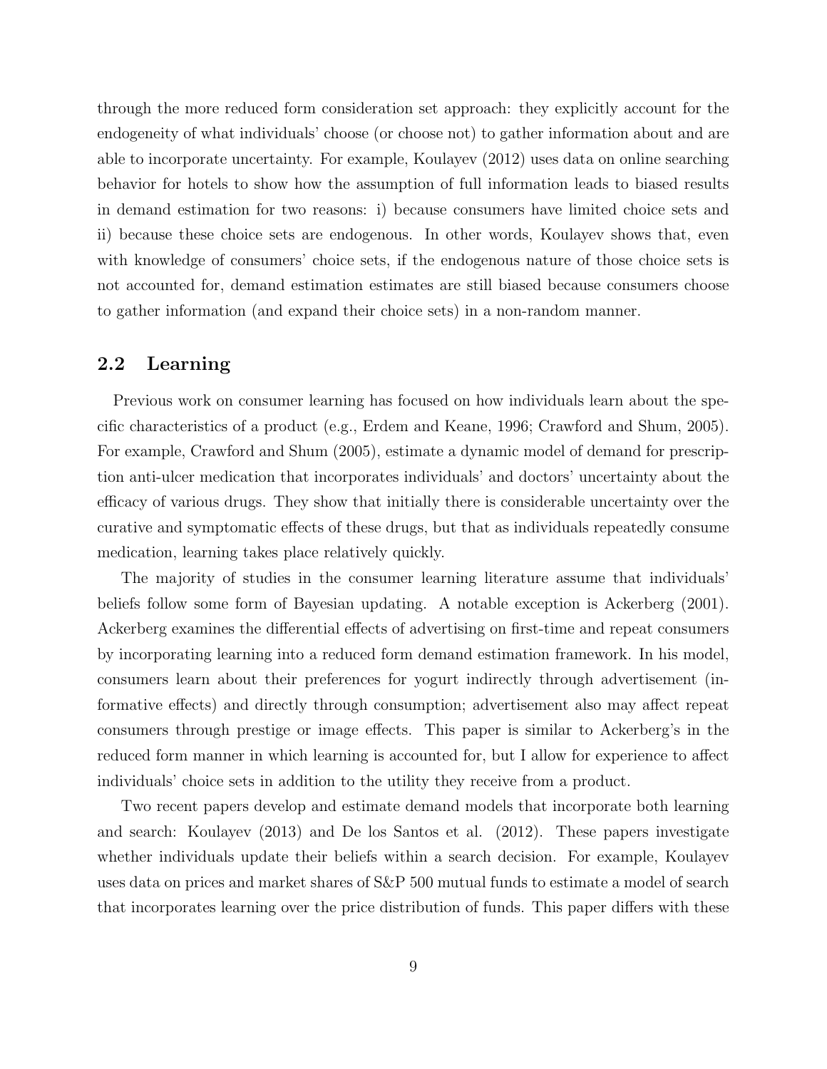through the more reduced form consideration set approach: they explicitly account for the endogeneity of what individuals' choose (or choose not) to gather information about and are able to incorporate uncertainty. For example, Koulayev (2012) uses data on online searching behavior for hotels to show how the assumption of full information leads to biased results in demand estimation for two reasons: i) because consumers have limited choice sets and ii) because these choice sets are endogenous. In other words, Koulayev shows that, even with knowledge of consumers' choice sets, if the endogenous nature of those choice sets is not accounted for, demand estimation estimates are still biased because consumers choose to gather information (and expand their choice sets) in a non-random manner.

## 2.2 Learning

Previous work on consumer learning has focused on how individuals learn about the specific characteristics of a product (e.g., Erdem and Keane, 1996; Crawford and Shum, 2005). For example, Crawford and Shum (2005), estimate a dynamic model of demand for prescription anti-ulcer medication that incorporates individuals' and doctors' uncertainty about the efficacy of various drugs. They show that initially there is considerable uncertainty over the curative and symptomatic effects of these drugs, but that as individuals repeatedly consume medication, learning takes place relatively quickly.

The majority of studies in the consumer learning literature assume that individuals' beliefs follow some form of Bayesian updating. A notable exception is Ackerberg (2001). Ackerberg examines the differential effects of advertising on first-time and repeat consumers by incorporating learning into a reduced form demand estimation framework. In his model, consumers learn about their preferences for yogurt indirectly through advertisement (informative effects) and directly through consumption; advertisement also may affect repeat consumers through prestige or image effects. This paper is similar to Ackerberg's in the reduced form manner in which learning is accounted for, but I allow for experience to affect individuals' choice sets in addition to the utility they receive from a product.

Two recent papers develop and estimate demand models that incorporate both learning and search: Koulayev (2013) and De los Santos et al. (2012). These papers investigate whether individuals update their beliefs within a search decision. For example, Koulayev uses data on prices and market shares of S&P 500 mutual funds to estimate a model of search that incorporates learning over the price distribution of funds. This paper differs with these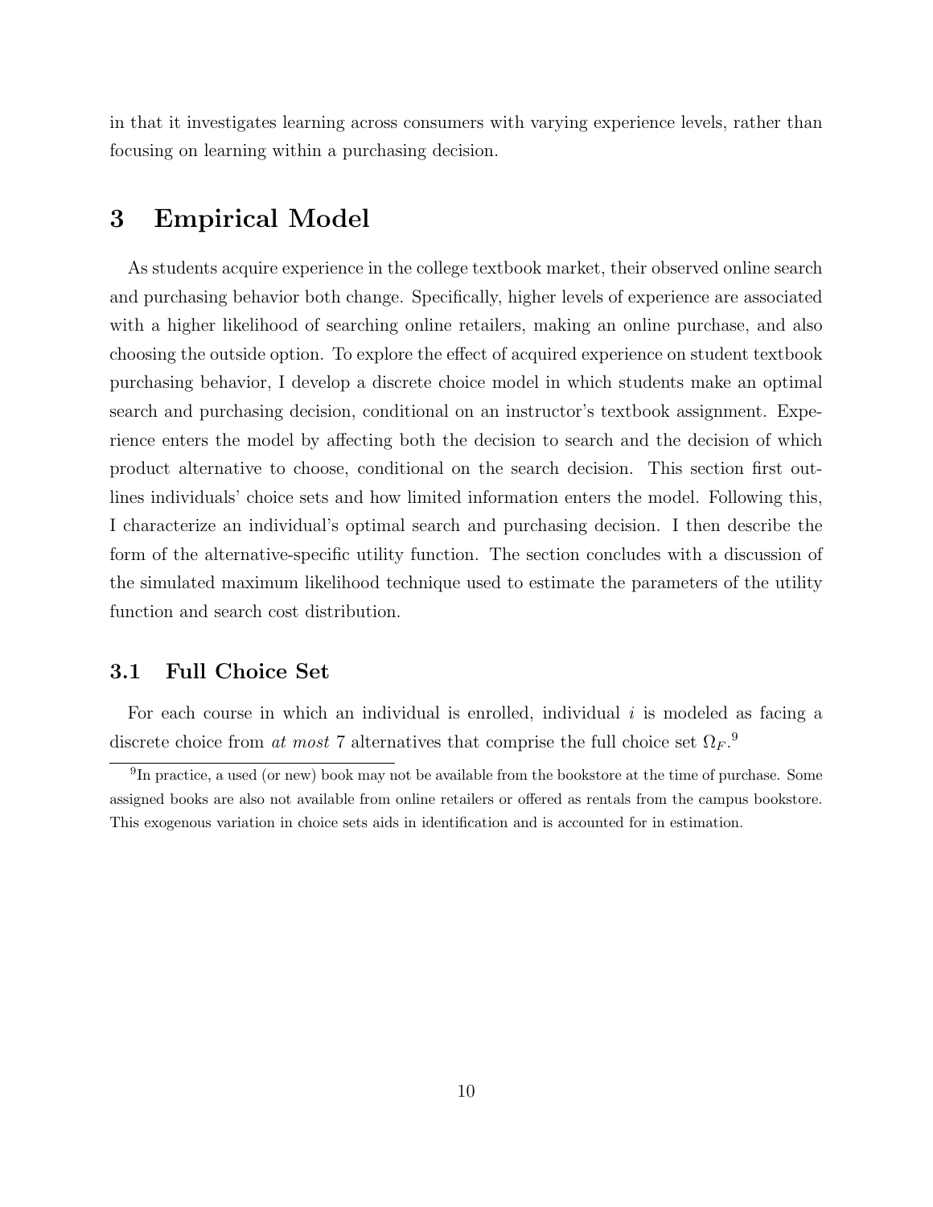in that it investigates learning across consumers with varying experience levels, rather than focusing on learning within a purchasing decision.

# 3 Empirical Model

As students acquire experience in the college textbook market, their observed online search and purchasing behavior both change. Specifically, higher levels of experience are associated with a higher likelihood of searching online retailers, making an online purchase, and also choosing the outside option. To explore the effect of acquired experience on student textbook purchasing behavior, I develop a discrete choice model in which students make an optimal search and purchasing decision, conditional on an instructor's textbook assignment. Experience enters the model by affecting both the decision to search and the decision of which product alternative to choose, conditional on the search decision. This section first outlines individuals' choice sets and how limited information enters the model. Following this, I characterize an individual's optimal search and purchasing decision. I then describe the form of the alternative-specific utility function. The section concludes with a discussion of the simulated maximum likelihood technique used to estimate the parameters of the utility function and search cost distribution.

## 3.1 Full Choice Set

For each course in which an individual is enrolled, individual $i$ is modeled as facing a discrete choice from *at most* 7 alternatives that comprise the full choice set $\Omega_F$.[9]

[9] In practice, a used (or new) book may not be available from the bookstore at the time of purchase. Some assigned books are also not available from online retailers or offered as rentals from the campus bookstore. This exogenous variation in choice sets aids in identification and is accounted for in estimation.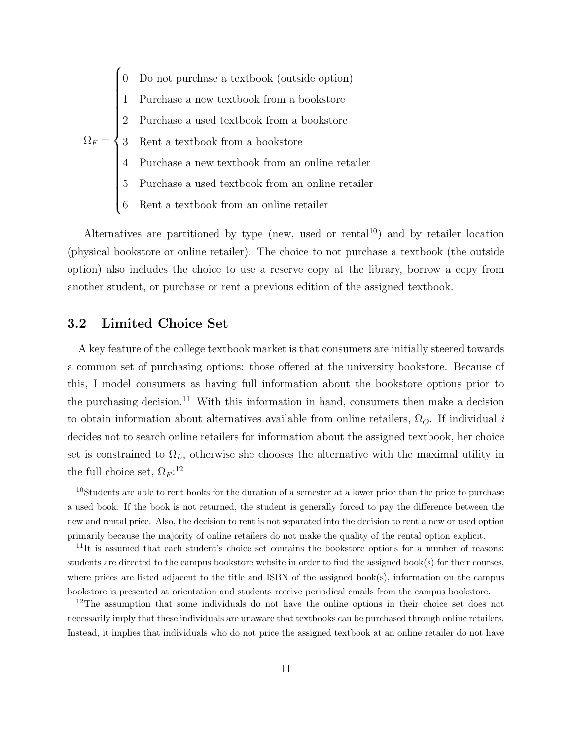$$
\Omega_F = \begin{cases} 0 & \text{Do not purchase a textbook (outside option)} \\ 1 & \text{Purchase a new textbook from a bookstore} \\ 2 & \text{Purchase a used textbook from a bookstore} \\ 3 & \text{Rent a textbook from a bookstore} \\ 4 & \text{Purchase a new textbook from an online retailer} \\ 5 & \text{Purchase a used textbook from an online retailer} \\ 6 & \text{Rent a textbook from an online retailer} \end{cases}
$$

Alternatives are partitioned by type (new, used or rental[10]) and by retailer location (physical bookstore or online retailer). The choice to not purchase a textbook (the outside option) also includes the choice to use a reserve copy at the library, borrow a copy from another student, or purchase or rent a previous edition of the assigned textbook.

## 3.2 Limited Choice Set

A key feature of the college textbook market is that consumers are initially steered towards a common set of purchasing options: those offered at the university bookstore. Because of this, I model consumers as having full information about the bookstore options prior to the purchasing decision.[11] With this information in hand, consumers then make a decision to obtain information about alternatives available from online retailers, $\Omega_O$. If individual $i$ decides not to search online retailers for information about the assigned textbook, her choice set is constrained to $\Omega_L$, otherwise she chooses the alternative with the maximal utility in the full choice set, $\Omega_F$:[12]

[10] Students are able to rent books for the duration of a semester at a lower price than the price to purchase a used book. If the book is not returned, the student is generally forced to pay the difference between the new and rental price. Also, the decision to rent is not separated into the decision to rent a new or used option primarily because the majority of online retailers do not make the quality of the rental option explicit.

[11] It is assumed that each student's choice set contains the bookstore options for a number of reasons: students are directed to the campus bookstore website in order to find the assigned book(s) for their courses, where prices are listed adjacent to the title and ISBN of the assigned book(s), information on the campus bookstore is presented at orientation and students receive periodical emails from the campus bookstore.

[12] The assumption that some individuals do not have the online options in their choice set does not necessarily imply that these individuals are unaware that textbooks can be purchased through online retailers. Instead, it implies that individuals who do not price the assigned textbook at an online retailer do not have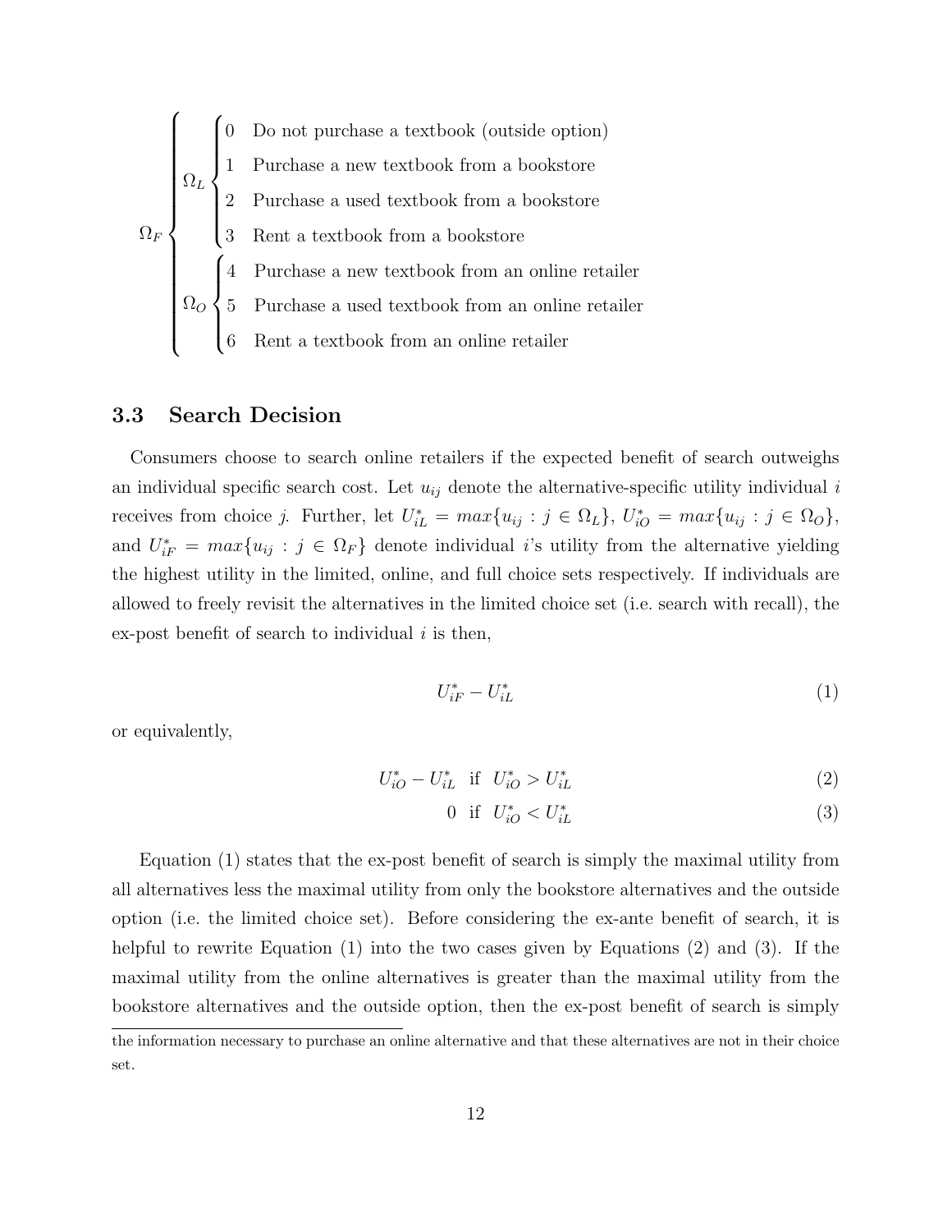$$
\Omega_F \begin{cases} \Omega_L \begin{cases} 0 & \text{Do not purchase a textbook (outside option)} \\ 1 & \text{Purchase a new textbook from a bookstore} \\ 2 & \text{Purchase a used textbook from a bookstore} \\ 3 & \text{Rent a textbook from a bookstore} \end{cases} \\ \Omega_O \begin{cases} 4 & \text{Purchase a new textbook from an online retailer} \\ 5 & \text{Purchase a used textbook from an online retailer} \\ 6 & \text{Rent a textbook from an online retailer} \end{cases} \end{cases}
$$

### 3.3 Search Decision

Consumers choose to search online retailers if the expected benefit of search outweighs an individual specific search cost. Let $u_{ij}$ denote the alternative-specific utility individual $i$ receives from choice $j$. Further, let $U^*_{iL} = max\{u_{ij} : j \in \Omega_L\}$, $U^*_{iO} = max\{u_{ij} : j \in \Omega_O\}$, and $U^*_{iF} = max\{u_{ij} : j \in \Omega_F\}$ denote individual $i$'s utility from the alternative yielding the highest utility in the limited, online, and full choice sets respectively. If individuals are allowed to freely revisit the alternatives in the limited choice set (i.e. search with recall), the ex-post benefit of search to individual $i$ is then,

$$U^*_{iF} - U^*_{iL} \tag{1}$$

or equivalently,

$$U^*_{iO} - U^*_{iL} \quad \text{if} \quad U^*_{iO} > U^*_{iL} \tag{2}$$

$$0 \quad \text{if} \quad U^*_{iO} < U^*_{iL} \tag{3}$$

Equation (1) states that the ex-post benefit of search is simply the maximal utility from all alternatives less the maximal utility from only the bookstore alternatives and the outside option (i.e. the limited choice set). Before considering the ex-ante benefit of search, it is helpful to rewrite Equation (1) into the two cases given by Equations (2) and (3). If the maximal utility from the online alternatives is greater than the maximal utility from the bookstore alternatives and the outside option, then the ex-post benefit of search is simply

the information necessary to purchase an online alternative and that these alternatives are not in their choice set.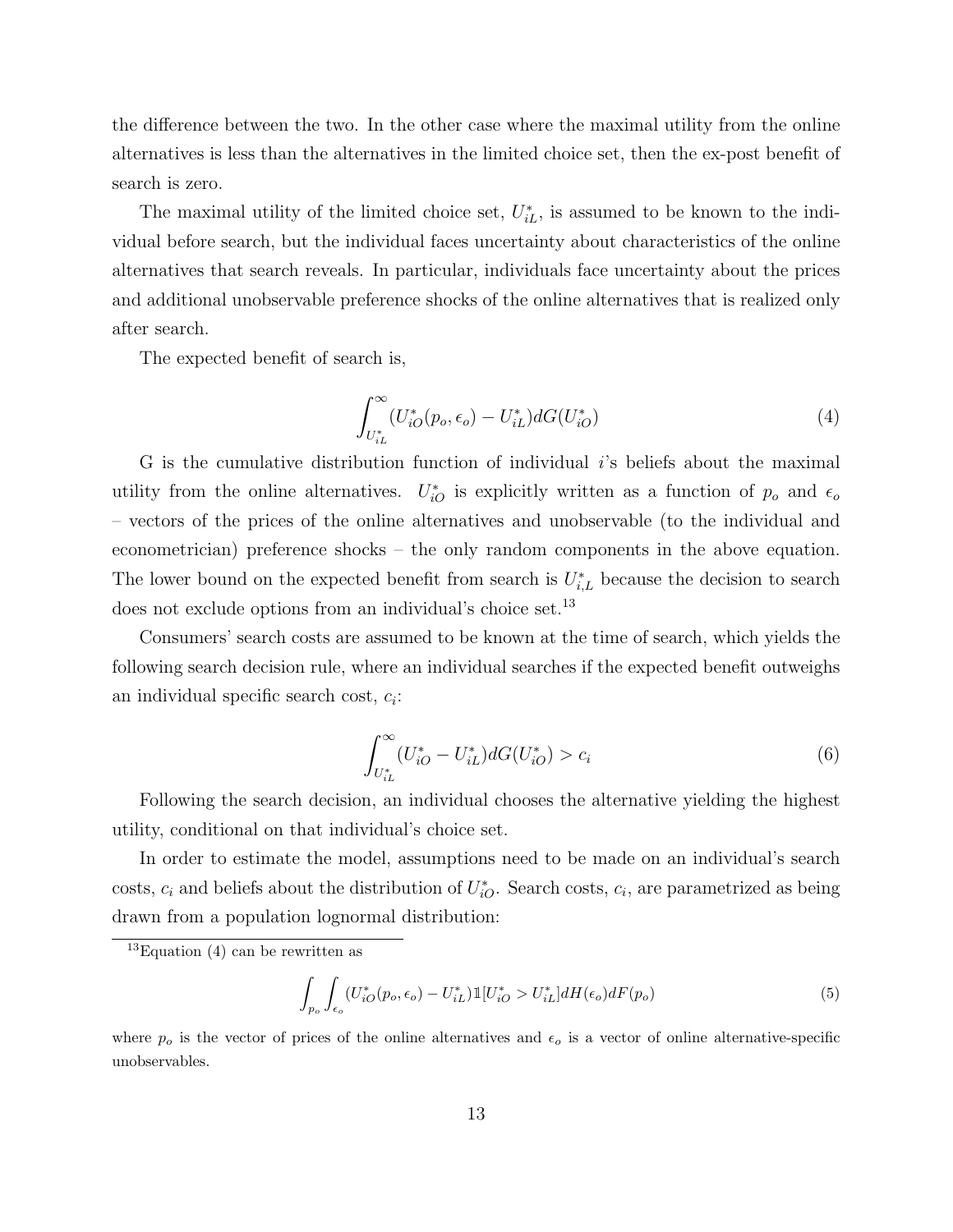the difference between the two. In the other case where the maximal utility from the online alternatives is less than the alternatives in the limited choice set, then the ex-post benefit of search is zero.

The maximal utility of the limited choice set, $U^*_{iL}$, is assumed to be known to the individual before search, but the individual faces uncertainty about characteristics of the online alternatives that search reveals. In particular, individuals face uncertainty about the prices and additional unobservable preference shocks of the online alternatives that is realized only after search.

The expected benefit of search is,

$$\int_{U^*_{iL}}^{\infty} (U^*_{iO}(p_o, \epsilon_o) - U^*_{iL}) dG(U^*_{iO}) \tag{4}$$

G is the cumulative distribution function of individual $i$'s beliefs about the maximal utility from the online alternatives. $U^*_{iO}$ is explicitly written as a function of $p_o$ and $\epsilon_o$ – vectors of the prices of the online alternatives and unobservable (to the individual and econometrician) preference shocks – the only random components in the above equation. The lower bound on the expected benefit from search is $U^*_{i,L}$ because the decision to search does not exclude options from an individual's choice set.[13]

Consumers' search costs are assumed to be known at the time of search, which yields the following search decision rule, where an individual searches if the expected benefit outweighs an individual specific search cost, $c_i$:

$$\int_{U^*_{iL}}^{\infty} (U^*_{iO} - U^*_{iL}) dG(U^*_{iO}) > c_i \tag{6}$$

Following the search decision, an individual chooses the alternative yielding the highest utility, conditional on that individual's choice set.

In order to estimate the model, assumptions need to be made on an individual's search costs, $c_i$ and beliefs about the distribution of $U^*_{iO}$. Search costs, $c_i$, are parametrized as being drawn from a population lognormal distribution:

[13] Equation (4) can be rewritten as

$$\int_{p_o} \int_{\epsilon_o} (U^*_{iO}(p_o, \epsilon_o) - U^*_{iL}) \mathbb{1}[U^*_{iO} > U^*_{iL}] dH(\epsilon_o) dF(p_o) \tag{5}$$

where $p_o$ is the vector of prices of the online alternatives and $\epsilon_o$ is a vector of online alternative-specific unobservables.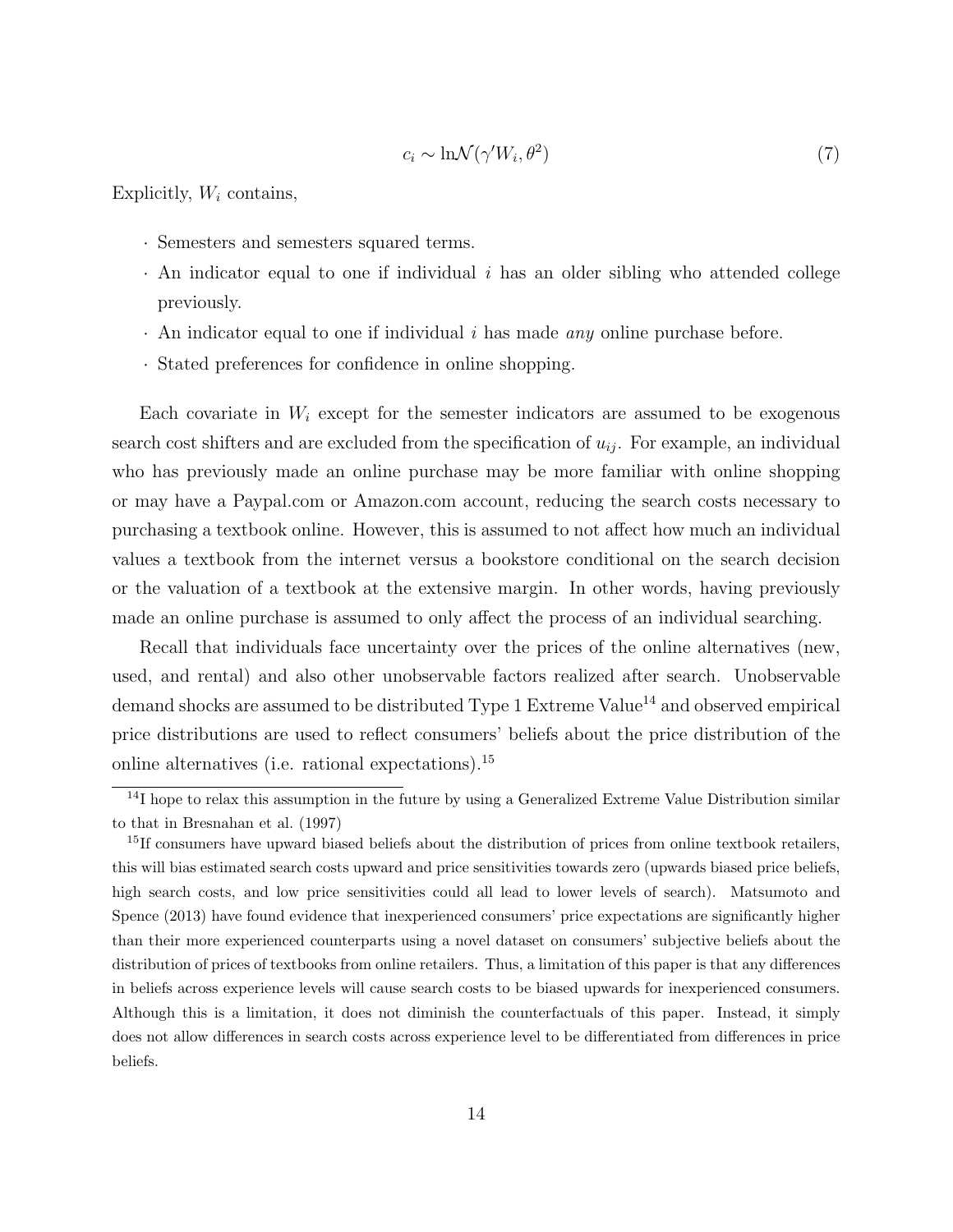$$c_i \sim \ln\mathcal{N}(\gamma' W_i, \theta^2) \tag{7}$$

Explicitly, $W_i$ contains,

- Semesters and semesters squared terms.
- An indicator equal to one if individual $i$ has an older sibling who attended college previously.
- An indicator equal to one if individual $i$ has made *any* online purchase before.
- Stated preferences for confidence in online shopping.

Each covariate in $W_i$ except for the semester indicators are assumed to be exogenous search cost shifters and are excluded from the specification of $u_{ij}$. For example, an individual who has previously made an online purchase may be more familiar with online shopping or may have a Paypal.com or Amazon.com account, reducing the search costs necessary to purchasing a textbook online. However, this is assumed to not affect how much an individual values a textbook from the internet versus a bookstore conditional on the search decision or the valuation of a textbook at the extensive margin. In other words, having previously made an online purchase is assumed to only affect the process of an individual searching.

Recall that individuals face uncertainty over the prices of the online alternatives (new, used, and rental) and also other unobservable factors realized after search. Unobservable demand shocks are assumed to be distributed Type 1 Extreme Value[14] and observed empirical price distributions are used to reflect consumers' beliefs about the price distribution of the online alternatives (i.e. rational expectations).[15]

[14] I hope to relax this assumption in the future by using a Generalized Extreme Value Distribution similar to that in Bresnahan et al. (1997)

[15] If consumers have upward biased beliefs about the distribution of prices from online textbook retailers, this will bias estimated search costs upward and price sensitivities towards zero (upwards biased price beliefs, high search costs, and low price sensitivities could all lead to lower levels of search). Matsumoto and Spence (2013) have found evidence that inexperienced consumers' price expectations are significantly higher than their more experienced counterparts using a novel dataset on consumers' subjective beliefs about the distribution of prices of textbooks from online retailers. Thus, a limitation of this paper is that any differences in beliefs across experience levels will cause search costs to be biased upwards for inexperienced consumers. Although this is a limitation, it does not diminish the counterfactuals of this paper. Instead, it simply does not allow differences in search costs across experience level to be differentiated from differences in price beliefs.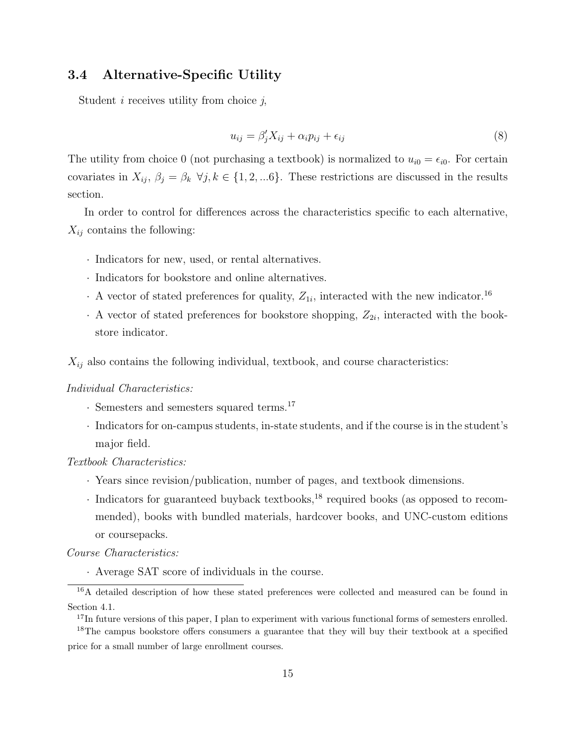### 3.4 Alternative-Specific Utility

Student $i$ receives utility from choice $j$,

$$u_{ij} = \beta_j' X_{ij} + \alpha_i p_{ij} + \epsilon_{ij} \tag{8}$$

The utility from choice 0 (not purchasing a textbook) is normalized to $u_{i0} = \epsilon_{i0}$. For certain covariates in $X_{ij}$, $\beta_j = \beta_k \ \forall j, k \in \{1, 2, ...6\}$. These restrictions are discussed in the results section.

In order to control for differences across the characteristics specific to each alternative, $X_{ij}$ contains the following:

- Indicators for new, used, or rental alternatives.
- Indicators for bookstore and online alternatives.
- A vector of stated preferences for quality, $Z_{1i}$, interacted with the new indicator.[16]
- A vector of stated preferences for bookstore shopping, $Z_{2i}$, interacted with the bookstore indicator.

$X_{ij}$ also contains the following individual, textbook, and course characteristics:

*Individual Characteristics:*

- Semesters and semesters squared terms.[17]
- Indicators for on-campus students, in-state students, and if the course is in the student's major field.

*Textbook Characteristics:*

- Years since revision/publication, number of pages, and textbook dimensions.
- Indicators for guaranteed buyback textbooks,[18] required books (as opposed to recommended), books with bundled materials, hardcover books, and UNC-custom editions or coursepacks.

*Course Characteristics:*

- Average SAT score of individuals in the course.

---

[16] A detailed description of how these stated preferences were collected and measured can be found in Section 4.1.

[17] In future versions of this paper, I plan to experiment with various functional forms of semesters enrolled.

[18] The campus bookstore offers consumers a guarantee that they will buy their textbook at a specified price for a small number of large enrollment courses.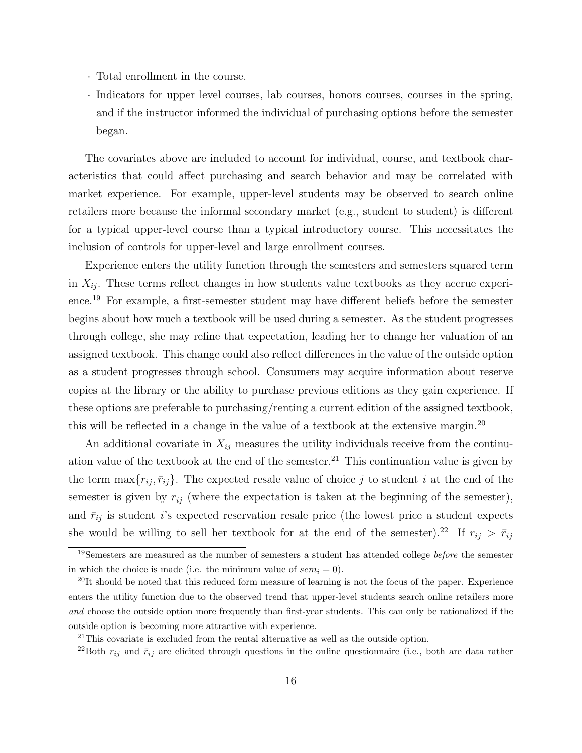- Total enrollment in the course.
- Indicators for upper level courses, lab courses, honors courses, courses in the spring, and if the instructor informed the individual of purchasing options before the semester began.

The covariates above are included to account for individual, course, and textbook characteristics that could affect purchasing and search behavior and may be correlated with market experience. For example, upper-level students may be observed to search online retailers more because the informal secondary market (e.g., student to student) is different for a typical upper-level course than a typical introductory course. This necessitates the inclusion of controls for upper-level and large enrollment courses.

Experience enters the utility function through the semesters and semesters squared term in $X_{ij}$. These terms reflect changes in how students value textbooks as they accrue experience.[19] For example, a first-semester student may have different beliefs before the semester begins about how much a textbook will be used during a semester. As the student progresses through college, she may refine that expectation, leading her to change her valuation of an assigned textbook. This change could also reflect differences in the value of the outside option as a student progresses through school. Consumers may acquire information about reserve copies at the library or the ability to purchase previous editions as they gain experience. If these options are preferable to purchasing/renting a current edition of the assigned textbook, this will be reflected in a change in the value of a textbook at the extensive margin.[20]

An additional covariate in $X_{ij}$ measures the utility individuals receive from the continuation value of the textbook at the end of the semester.[21] This continuation value is given by the term $\max\{r_{ij}, \bar{r}_{ij}\}$. The expected resale value of choice $j$ to student $i$ at the end of the semester is given by $r_{ij}$ (where the expectation is taken at the beginning of the semester), and $\bar{r}_{ij}$ is student $i$'s expected reservation resale price (the lowest price a student expects she would be willing to sell her textbook for at the end of the semester).[22] If $r_{ij} > \bar{r}_{ij}$

[19] Semesters are measured as the number of semesters a student has attended college *before* the semester in which the choice is made (i.e. the minimum value of $sem_i = 0$).

[20] It should be noted that this reduced form measure of learning is not the focus of the paper. Experience enters the utility function due to the observed trend that upper-level students search online retailers more *and* choose the outside option more frequently than first-year students. This can only be rationalized if the outside option is becoming more attractive with experience.

[21] This covariate is excluded from the rental alternative as well as the outside option.

[22] Both $r_{ij}$ and $\bar{r}_{ij}$ are elicited through questions in the online questionnaire (i.e., both are data rather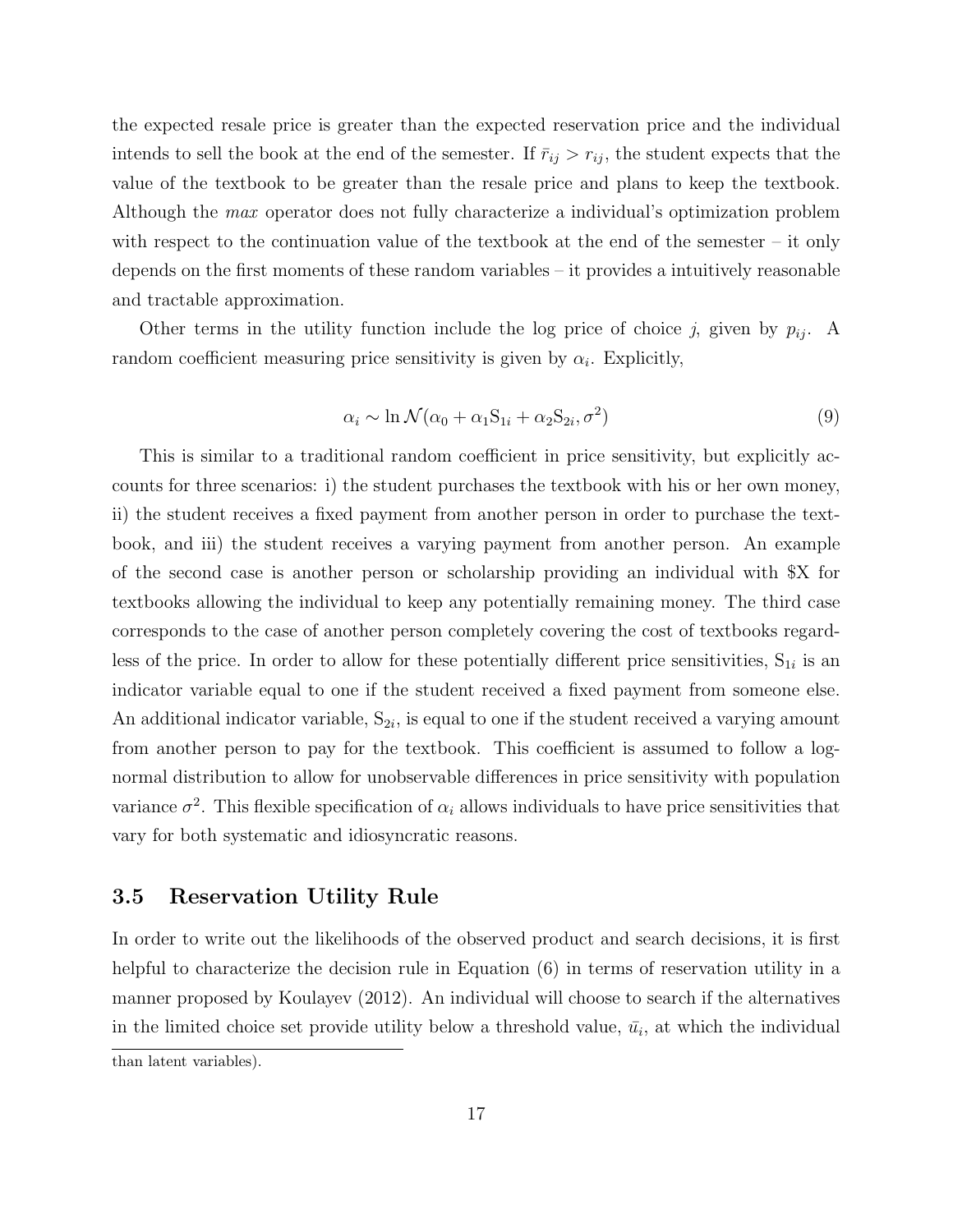the expected resale price is greater than the expected reservation price and the individual intends to sell the book at the end of the semester. If $\bar{r}_{ij} > r_{ij}$, the student expects that the value of the textbook to be greater than the resale price and plans to keep the textbook. Although the *max* operator does not fully characterize a individual's optimization problem with respect to the continuation value of the textbook at the end of the semester – it only depends on the first moments of these random variables – it provides a intuitively reasonable and tractable approximation.

Other terms in the utility function include the log price of choice $j$, given by $p_{ij}$. A random coefficient measuring price sensitivity is given by $\alpha_i$. Explicitly,

$$\alpha_i \sim \ln \mathcal{N}(\alpha_0 + \alpha_1 \mathrm{S}_{1i} + \alpha_2 \mathrm{S}_{2i}, \sigma^2) \tag{9}$$

This is similar to a traditional random coefficient in price sensitivity, but explicitly accounts for three scenarios: i) the student purchases the textbook with his or her own money, ii) the student receives a fixed payment from another person in order to purchase the textbook, and iii) the student receives a varying payment from another person. An example of the second case is another person or scholarship providing an individual with $X for textbooks allowing the individual to keep any potentially remaining money. The third case corresponds to the case of another person completely covering the cost of textbooks regardless of the price. In order to allow for these potentially different price sensitivities, $\mathrm{S}_{1i}$ is an indicator variable equal to one if the student received a fixed payment from someone else. An additional indicator variable, $\mathrm{S}_{2i}$, is equal to one if the student received a varying amount from another person to pay for the textbook. This coefficient is assumed to follow a log-normal distribution to allow for unobservable differences in price sensitivity with population variance $\sigma^2$. This flexible specification of $\alpha_i$ allows individuals to have price sensitivities that vary for both systematic and idiosyncratic reasons.

### 3.5 Reservation Utility Rule

In order to write out the likelihoods of the observed product and search decisions, it is first helpful to characterize the decision rule in Equation (6) in terms of reservation utility in a manner proposed by Koulayev (2012). An individual will choose to search if the alternatives in the limited choice set provide utility below a threshold value, $\bar{u}_i$, at which the individual

than latent variables).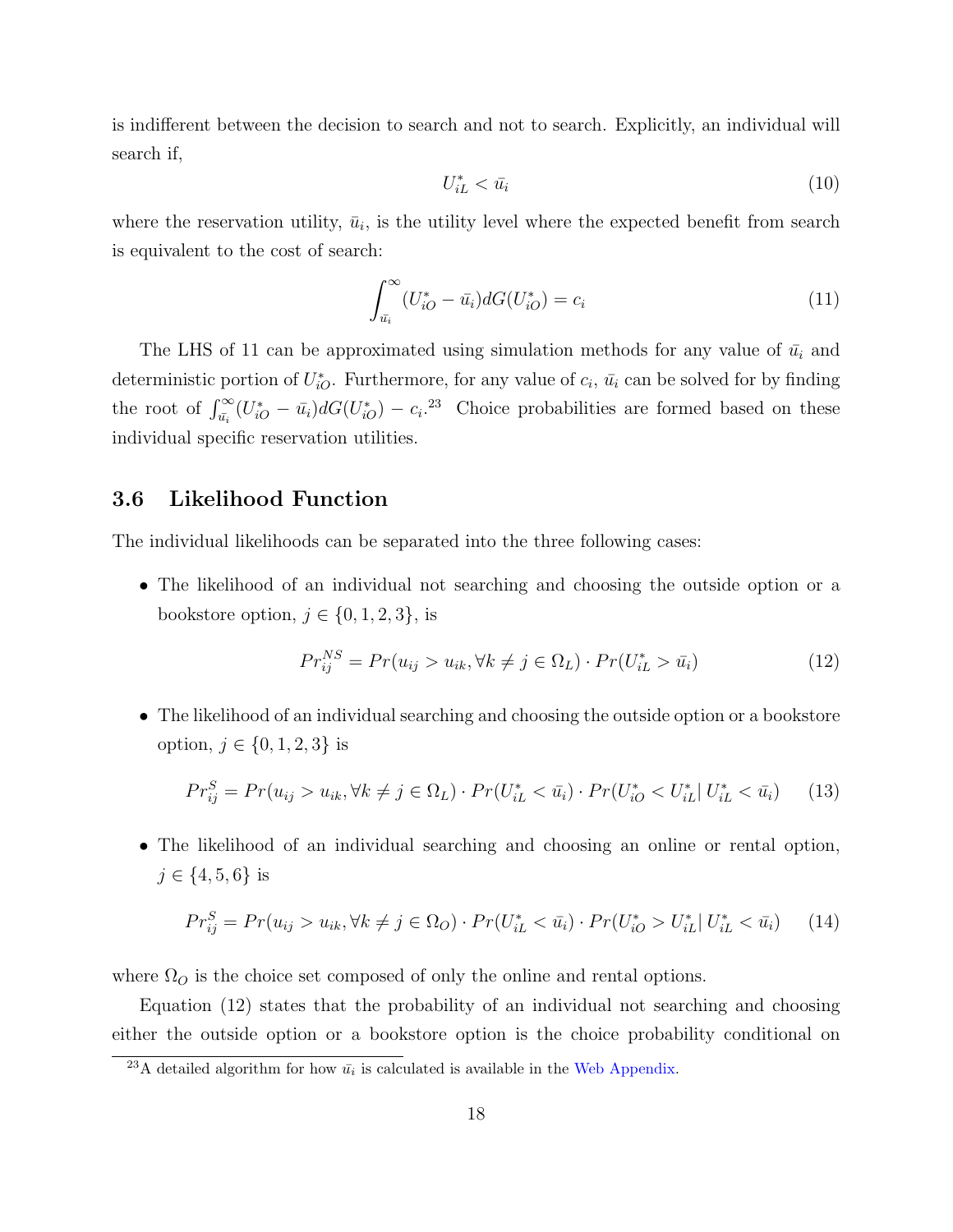is indifferent between the decision to search and not to search. Explicitly, an individual will search if,

$$U_{iL}^* < \bar{u}_i \tag{10}$$

where the reservation utility, $\bar{u}_i$, is the utility level where the expected benefit from search is equivalent to the cost of search:

$$\int_{\bar{u}_i}^{\infty} (U_{iO}^* - \bar{u}_i) dG(U_{iO}^*) = c_i \tag{11}$$

The LHS of 11 can be approximated using simulation methods for any value of $\bar{u}_i$ and deterministic portion of $U_{iO}^*$. Furthermore, for any value of $c_i$, $\bar{u}_i$ can be solved for by finding the root of $\int_{\bar{u}_i}^{\infty} (U_{iO}^* - \bar{u}_i) dG(U_{iO}^*) - c_i$.[23] Choice probabilities are formed based on these individual specific reservation utilities.

## 3.6 Likelihood Function

The individual likelihoods can be separated into the three following cases:

- The likelihood of an individual not searching and choosing the outside option or a bookstore option, $j \in \{0, 1, 2, 3\}$, is

$$Pr_{ij}^{NS} = Pr(u_{ij} > u_{ik}, \forall k \neq j \in \Omega_L) \cdot Pr(U_{iL}^* > \bar{u}_i) \tag{12}$$

- The likelihood of an individual searching and choosing the outside option or a bookstore option, $j \in \{0, 1, 2, 3\}$ is

$$Pr_{ij}^{S} = Pr(u_{ij} > u_{ik}, \forall k \neq j \in \Omega_L) \cdot Pr(U_{iL}^* < \bar{u}_i) \cdot Pr(U_{iO}^* < U_{iL}^* | \, U_{iL}^* < \bar{u}_i) \tag{13}$$

- The likelihood of an individual searching and choosing an online or rental option, $j \in \{4, 5, 6\}$ is

$$Pr_{ij}^{S} = Pr(u_{ij} > u_{ik}, \forall k \neq j \in \Omega_O) \cdot Pr(U_{iL}^* < \bar{u}_i) \cdot Pr(U_{iO}^* > U_{iL}^* | \, U_{iL}^* < \bar{u}_i) \tag{14}$$

where $\Omega_O$ is the choice set composed of only the online and rental options.

Equation (12) states that the probability of an individual not searching and choosing either the outside option or a bookstore option is the choice probability conditional on

[23] A detailed algorithm for how $\bar{u}_i$ is calculated is available in the Web Appendix.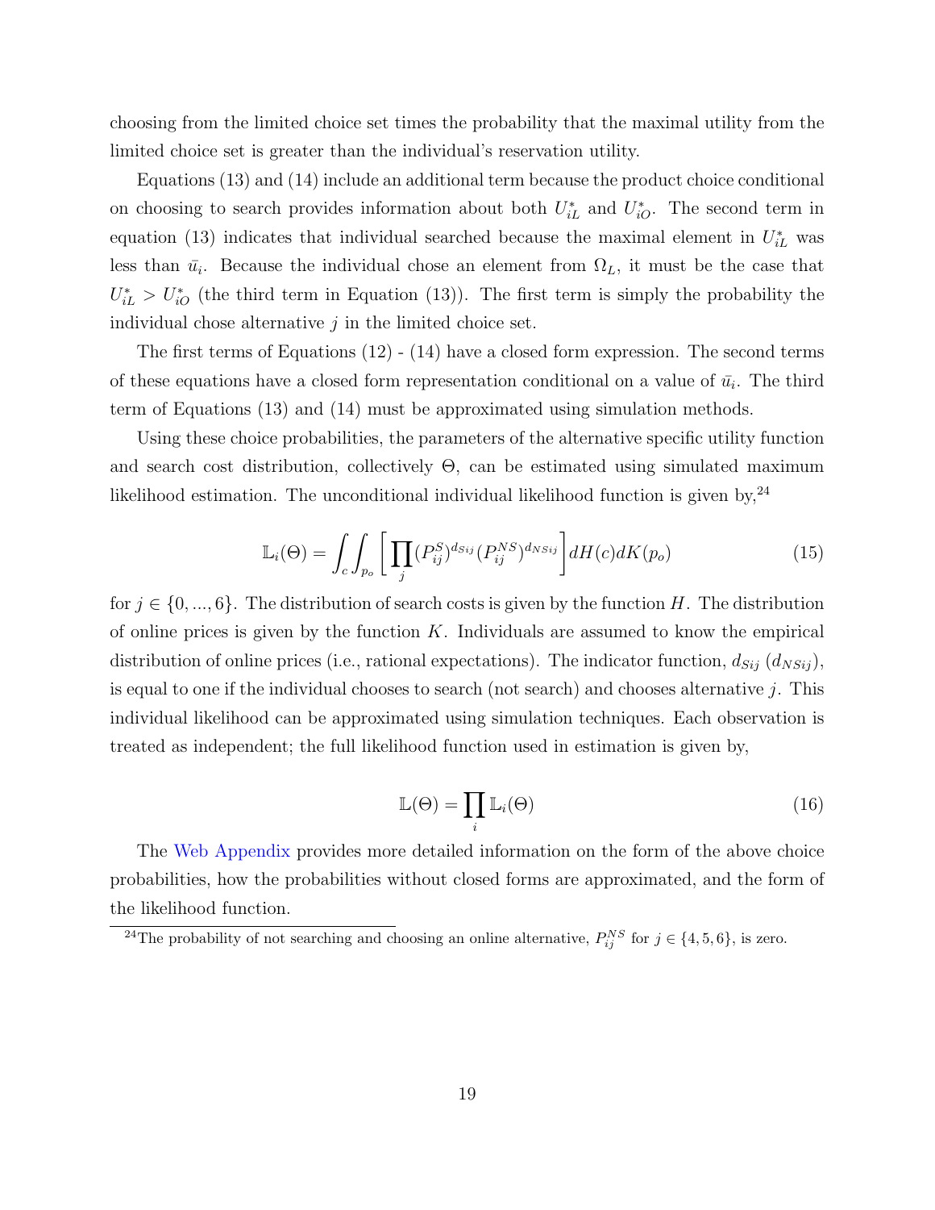choosing from the limited choice set times the probability that the maximal utility from the limited choice set is greater than the individual's reservation utility.

Equations (13) and (14) include an additional term because the product choice conditional on choosing to search provides information about both $U^*_{iL}$ and $U^*_{iO}$. The second term in equation (13) indicates that individual searched because the maximal element in $U^*_{iL}$ was less than $\bar{u}_i$. Because the individual chose an element from $\Omega_L$, it must be the case that $U^*_{iL} > U^*_{iO}$ (the third term in Equation (13)). The first term is simply the probability the individual chose alternative $j$ in the limited choice set.

The first terms of Equations (12) - (14) have a closed form expression. The second terms of these equations have a closed form representation conditional on a value of $\bar{u}_i$. The third term of Equations (13) and (14) must be approximated using simulation methods.

Using these choice probabilities, the parameters of the alternative specific utility function and search cost distribution, collectively $\Theta$, can be estimated using simulated maximum likelihood estimation. The unconditional individual likelihood function is given by,[24]

$$\mathbb{L}_i(\Theta) = \int_c \int_{p_o} \left[ \prod_j (P^S_{ij})^{d_{Sij}} (P^{NS}_{ij})^{d_{NSij}} \right] dH(c) dK(p_o) \tag{15}$$

for $j \in \{0, ..., 6\}$. The distribution of search costs is given by the function $H$. The distribution of online prices is given by the function $K$. Individuals are assumed to know the empirical distribution of online prices (i.e., rational expectations). The indicator function, $d_{Sij}$ ($d_{NSij}$), is equal to one if the individual chooses to search (not search) and chooses alternative $j$. This individual likelihood can be approximated using simulation techniques. Each observation is treated as independent; the full likelihood function used in estimation is given by,

$$\mathbb{L}(\Theta) = \prod_i \mathbb{L}_i(\Theta) \tag{16}$$

The Web Appendix provides more detailed information on the form of the above choice probabilities, how the probabilities without closed forms are approximated, and the form of the likelihood function.

[24]The probability of not searching and choosing an online alternative, $P^{NS}_{ij}$ for $j \in \{4, 5, 6\}$, is zero.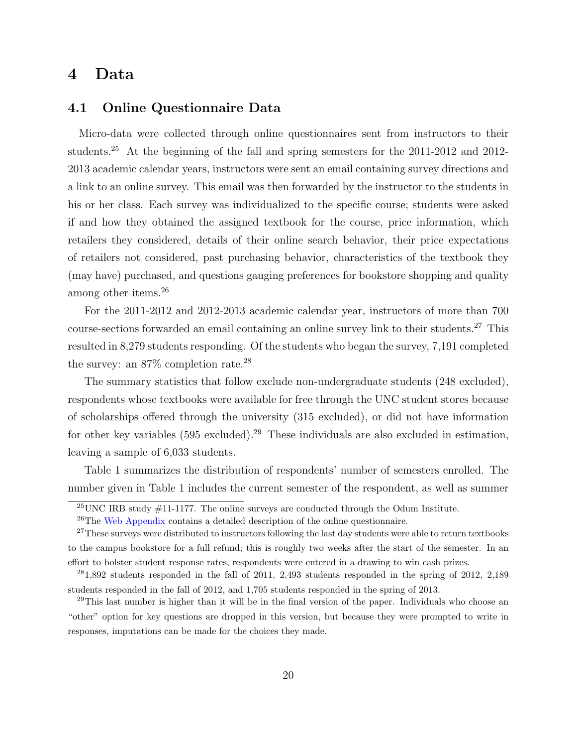# 4 Data

## 4.1 Online Questionnaire Data

Micro-data were collected through online questionnaires sent from instructors to their students.[25] At the beginning of the fall and spring semesters for the 2011-2012 and 2012-2013 academic calendar years, instructors were sent an email containing survey directions and a link to an online survey. This email was then forwarded by the instructor to the students in his or her class. Each survey was individualized to the specific course; students were asked if and how they obtained the assigned textbook for the course, price information, which retailers they considered, details of their online search behavior, their price expectations of retailers not considered, past purchasing behavior, characteristics of the textbook they (may have) purchased, and questions gauging preferences for bookstore shopping and quality among other items.[26]

For the 2011-2012 and 2012-2013 academic calendar year, instructors of more than 700 course-sections forwarded an email containing an online survey link to their students.[27] This resulted in 8,279 students responding. Of the students who began the survey, 7,191 completed the survey: an 87% completion rate.[28]

The summary statistics that follow exclude non-undergraduate students (248 excluded), respondents whose textbooks were available for free through the UNC student stores because of scholarships offered through the university (315 excluded), or did not have information for other key variables (595 excluded).[29] These individuals are also excluded in estimation, leaving a sample of 6,033 students.

Table 1 summarizes the distribution of respondents' number of semesters enrolled. The number given in Table 1 includes the current semester of the respondent, as well as summer

---

[25] UNC IRB study #11-1177. The online surveys are conducted through the Odum Institute.

[26] The Web Appendix contains a detailed description of the online questionnaire.

[27] These surveys were distributed to instructors following the last day students were able to return textbooks to the campus bookstore for a full refund; this is roughly two weeks after the start of the semester. In an effort to bolster student response rates, respondents were entered in a drawing to win cash prizes.

[28] 1,892 students responded in the fall of 2011, 2,493 students responded in the spring of 2012, 2,189 students responded in the fall of 2012, and 1,705 students responded in the spring of 2013.

[29] This last number is higher than it will be in the final version of the paper. Individuals who choose an "other" option for key questions are dropped in this version, but because they were prompted to write in responses, imputations can be made for the choices they made.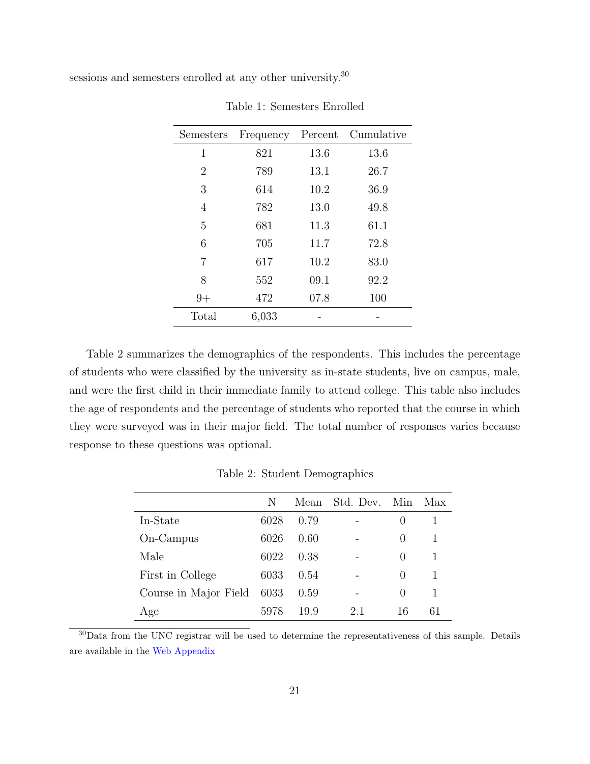sessions and semesters enrolled at any other university.[30]

Table 1: Semesters Enrolled

| Semesters | Frequency | Percent | Cumulative |
|---|---|---|---|
| 1 | 821 | 13.6 | 13.6 |
| 2 | 789 | 13.1 | 26.7 |
| 3 | 614 | 10.2 | 36.9 |
| 4 | 782 | 13.0 | 49.8 |
| 5 | 681 | 11.3 | 61.1 |
| 6 | 705 | 11.7 | 72.8 |
| 7 | 617 | 10.2 | 83.0 |
| 8 | 552 | 09.1 | 92.2 |
| 9+ | 472 | 07.8 | 100 |
| Total | 6,033 | - | - |

Table 2 summarizes the demographics of the respondents. This includes the percentage of students who were classified by the university as in-state students, live on campus, male, and were the first child in their immediate family to attend college. This table also includes the age of respondents and the percentage of students who reported that the course in which they were surveyed was in their major field. The total number of responses varies because response to these questions was optional.

Table 2: Student Demographics

| | N | Mean | Std. Dev. | Min | Max |
|---|---|---|---|---|---|
| In-State | 6028 | 0.79 | - | 0 | 1 |
| On-Campus | 6026 | 0.60 | - | 0 | 1 |
| Male | 6022 | 0.38 | - | 0 | 1 |
| First in College | 6033 | 0.54 | - | 0 | 1 |
| Course in Major Field | 6033 | 0.59 | - | 0 | 1 |
| Age | 5978 | 19.9 | 2.1 | 16 | 61 |

[30]Data from the UNC registrar will be used to determine the representativeness of this sample. Details are available in the Web Appendix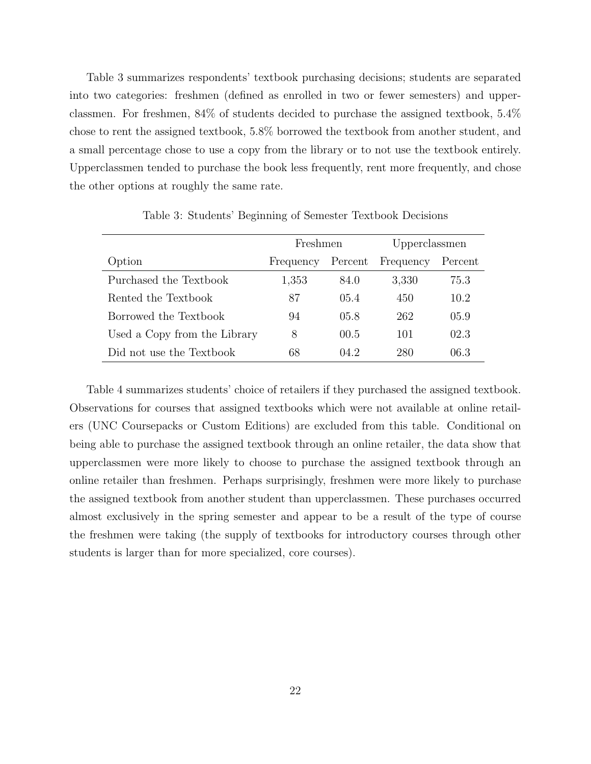Table 3 summarizes respondents' textbook purchasing decisions; students are separated into two categories: freshmen (defined as enrolled in two or fewer semesters) and upperclassmen. For freshmen, 84% of students decided to purchase the assigned textbook, 5.4% chose to rent the assigned textbook, 5.8% borrowed the textbook from another student, and a small percentage chose to use a copy from the library or to not use the textbook entirely. Upperclassmen tended to purchase the book less frequently, rent more frequently, and chose the other options at roughly the same rate.

Table 3: Students' Beginning of Semester Textbook Decisions

| | Freshmen | | Upperclassmen | |
|---|---|---|---|---|
| Option | Frequency | Percent | Frequency | Percent |
| Purchased the Textbook | 1,353 | 84.0 | 3,330 | 75.3 |
| Rented the Textbook | 87 | 05.4 | 450 | 10.2 |
| Borrowed the Textbook | 94 | 05.8 | 262 | 05.9 |
| Used a Copy from the Library | 8 | 00.5 | 101 | 02.3 |
| Did not use the Textbook | 68 | 04.2 | 280 | 06.3 |

Table 4 summarizes students' choice of retailers if they purchased the assigned textbook. Observations for courses that assigned textbooks which were not available at online retailers (UNC Coursepacks or Custom Editions) are excluded from this table. Conditional on being able to purchase the assigned textbook through an online retailer, the data show that upperclassmen were more likely to choose to purchase the assigned textbook through an online retailer than freshmen. Perhaps surprisingly, freshmen were more likely to purchase the assigned textbook from another student than upperclassmen. These purchases occurred almost exclusively in the spring semester and appear to be a result of the type of course the freshmen were taking (the supply of textbooks for introductory courses through other students is larger than for more specialized, core courses).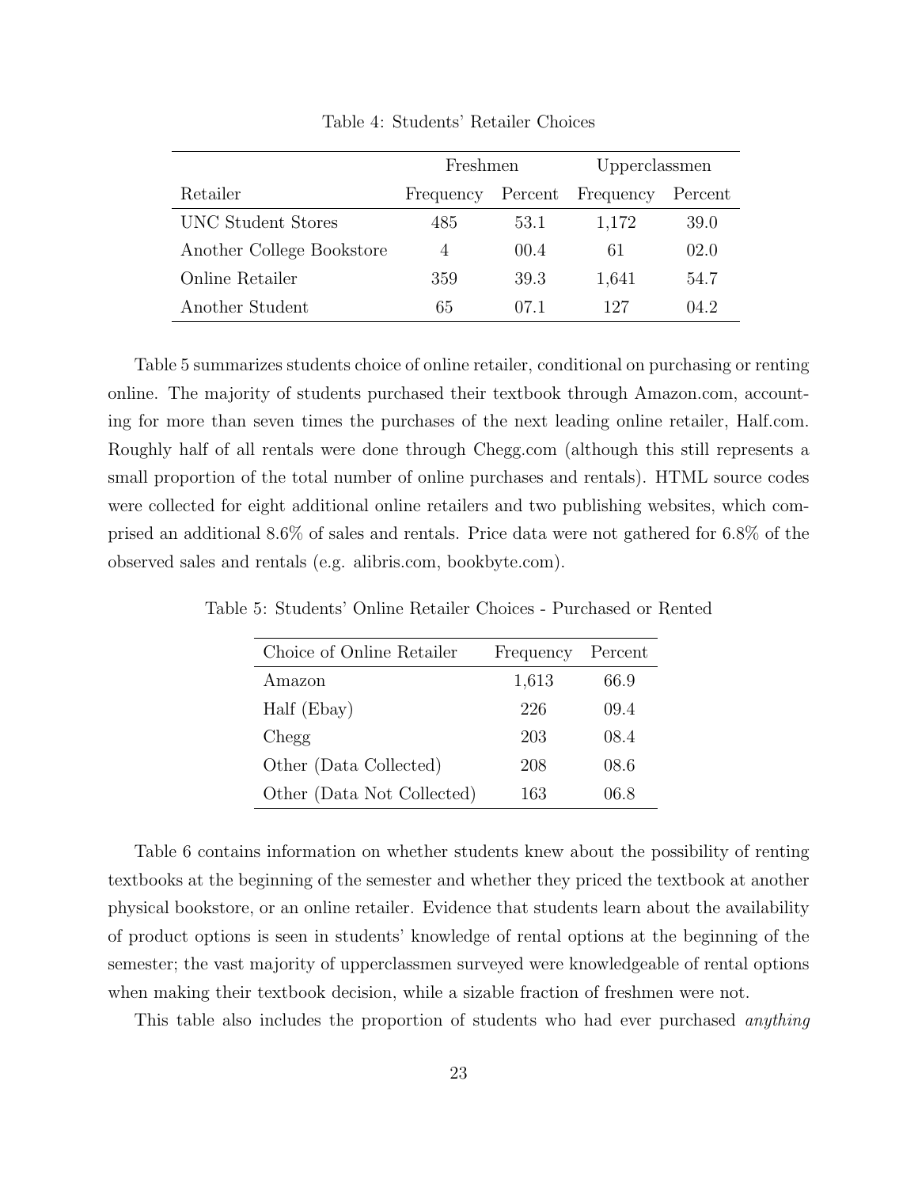Table 4: Students' Retailer Choices

| | Freshmen | | Upperclassmen | |
|---|---|---|---|---|
| Retailer | Frequency | Percent | Frequency | Percent |
| UNC Student Stores | 485 | 53.1 | 1,172 | 39.0 |
| Another College Bookstore | 4 | 00.4 | 61 | 02.0 |
| Online Retailer | 359 | 39.3 | 1,641 | 54.7 |
| Another Student | 65 | 07.1 | 127 | 04.2 |

Table 5 summarizes students choice of online retailer, conditional on purchasing or renting online. The majority of students purchased their textbook through Amazon.com, accounting for more than seven times the purchases of the next leading online retailer, Half.com. Roughly half of all rentals were done through Chegg.com (although this still represents a small proportion of the total number of online purchases and rentals). HTML source codes were collected for eight additional online retailers and two publishing websites, which comprised an additional 8.6% of sales and rentals. Price data were not gathered for 6.8% of the observed sales and rentals (e.g. alibris.com, bookbyte.com).

Table 5: Students' Online Retailer Choices - Purchased or Rented

| Choice of Online Retailer | Frequency | Percent |
|---|---|---|
| Amazon | 1,613 | 66.9 |
| Half (Ebay) | 226 | 09.4 |
| Chegg | 203 | 08.4 |
| Other (Data Collected) | 208 | 08.6 |
| Other (Data Not Collected) | 163 | 06.8 |

Table 6 contains information on whether students knew about the possibility of renting textbooks at the beginning of the semester and whether they priced the textbook at another physical bookstore, or an online retailer. Evidence that students learn about the availability of product options is seen in students' knowledge of rental options at the beginning of the semester; the vast majority of upperclassmen surveyed were knowledgeable of rental options when making their textbook decision, while a sizable fraction of freshmen were not.

This table also includes the proportion of students who had ever purchased *anything*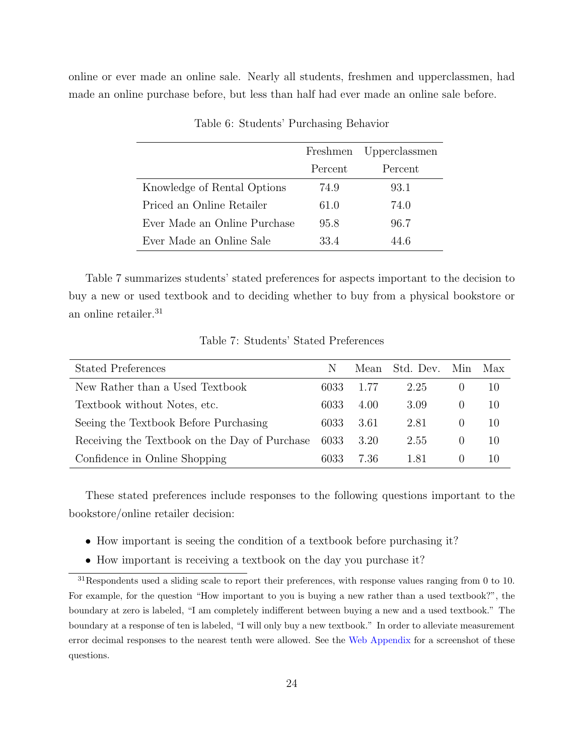online or ever made an online sale. Nearly all students, freshmen and upperclassmen, had made an online purchase before, but less than half had ever made an online sale before.

Table 6: Students' Purchasing Behavior

| | Freshmen | Upperclassmen |
|---|---|---|
| | Percent | Percent |
| Knowledge of Rental Options | 74.9 | 93.1 |
| Priced an Online Retailer | 61.0 | 74.0 |
| Ever Made an Online Purchase | 95.8 | 96.7 |
| Ever Made an Online Sale | 33.4 | 44.6 |

Table 7 summarizes students' stated preferences for aspects important to the decision to buy a new or used textbook and to deciding whether to buy from a physical bookstore or an online retailer.[31]

Table 7: Students' Stated Preferences

| Stated Preferences | N | Mean | Std. Dev. | Min | Max |
|---|---|---|---|---|---|
| New Rather than a Used Textbook | 6033 | 1.77 | 2.25 | 0 | 10 |
| Textbook without Notes, etc. | 6033 | 4.00 | 3.09 | 0 | 10 |
| Seeing the Textbook Before Purchasing | 6033 | 3.61 | 2.81 | 0 | 10 |
| Receiving the Textbook on the Day of Purchase | 6033 | 3.20 | 2.55 | 0 | 10 |
| Confidence in Online Shopping | 6033 | 7.36 | 1.81 | 0 | 10 |

These stated preferences include responses to the following questions important to the bookstore/online retailer decision:

- How important is seeing the condition of a textbook before purchasing it?
- How important is receiving a textbook on the day you purchase it?

[31] Respondents used a sliding scale to report their preferences, with response values ranging from 0 to 10. For example, for the question "How important to you is buying a new rather than a used textbook?", the boundary at zero is labeled, "I am completely indifferent between buying a new and a used textbook." The boundary at a response of ten is labeled, "I will only buy a new textbook." In order to alleviate measurement error decimal responses to the nearest tenth were allowed. See the Web Appendix for a screenshot of these questions.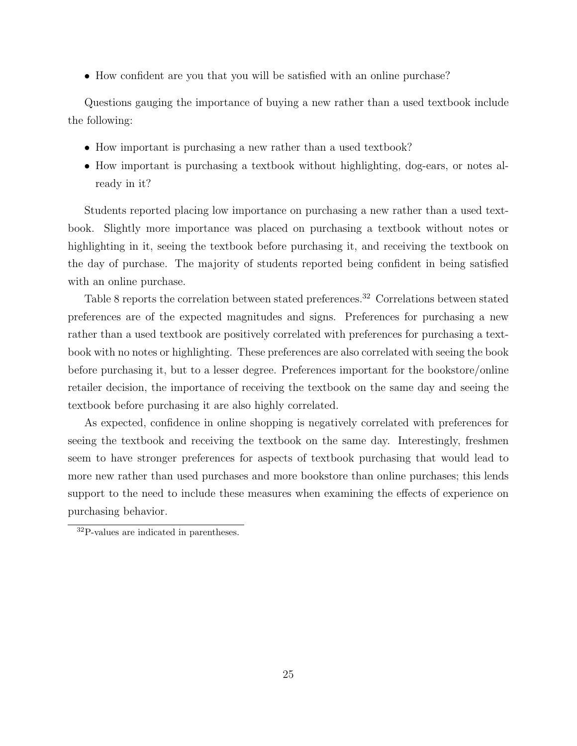- How confident are you that you will be satisfied with an online purchase?

Questions gauging the importance of buying a new rather than a used textbook include the following:

- How important is purchasing a new rather than a used textbook?
- How important is purchasing a textbook without highlighting, dog-ears, or notes already in it?

Students reported placing low importance on purchasing a new rather than a used textbook. Slightly more importance was placed on purchasing a textbook without notes or highlighting in it, seeing the textbook before purchasing it, and receiving the textbook on the day of purchase. The majority of students reported being confident in being satisfied with an online purchase.

Table 8 reports the correlation between stated preferences.[32] Correlations between stated preferences are of the expected magnitudes and signs. Preferences for purchasing a new rather than a used textbook are positively correlated with preferences for purchasing a textbook with no notes or highlighting. These preferences are also correlated with seeing the book before purchasing it, but to a lesser degree. Preferences important for the bookstore/online retailer decision, the importance of receiving the textbook on the same day and seeing the textbook before purchasing it are also highly correlated.

As expected, confidence in online shopping is negatively correlated with preferences for seeing the textbook and receiving the textbook on the same day. Interestingly, freshmen seem to have stronger preferences for aspects of textbook purchasing that would lead to more new rather than used purchases and more bookstore than online purchases; this lends support to the need to include these measures when examining the effects of experience on purchasing behavior.

[32] P-values are indicated in parentheses.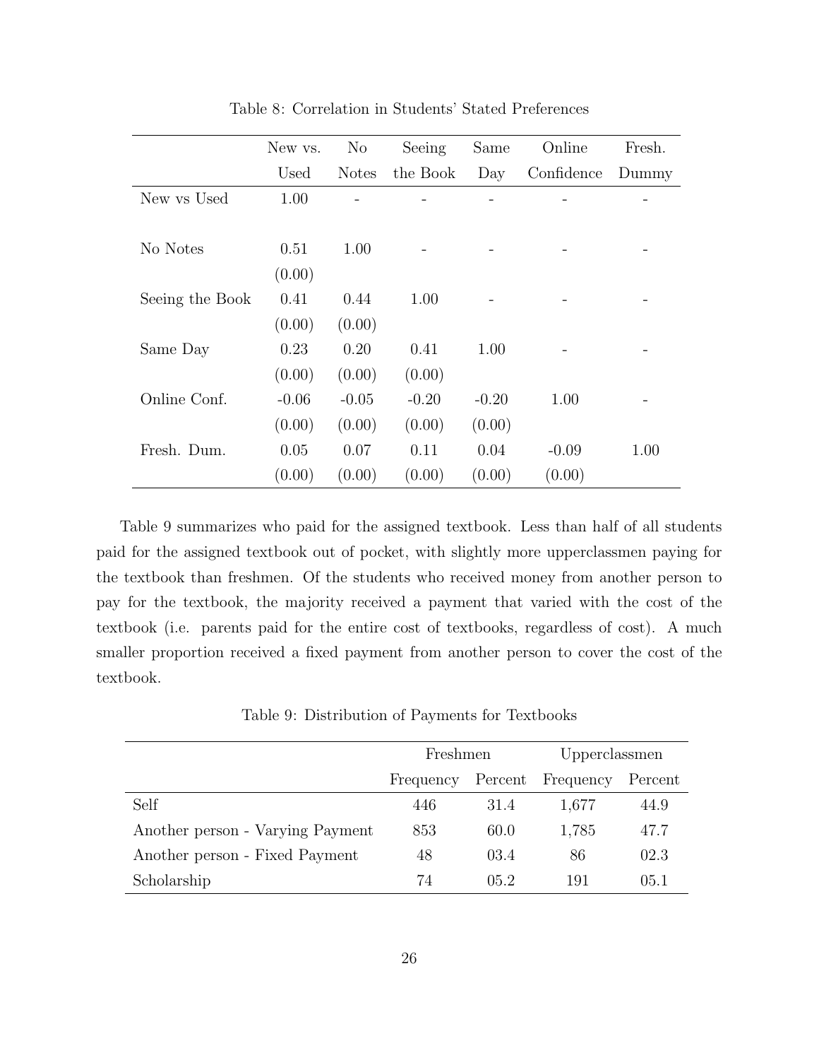Table 8: Correlation in Students' Stated Preferences

| | New vs. Used | No Notes | Seeing the Book | Same Day | Online Confidence | Fresh. Dummy |
|---|---|---|---|---|---|---|
| New vs Used | 1.00 | - | - | - | - | - |
| No Notes | 0.51 | 1.00 | - | - | - | - |
| | (0.00) | | | | | |
| Seeing the Book | 0.41 | 0.44 | 1.00 | - | - | - |
| | (0.00) | (0.00) | | | | |
| Same Day | 0.23 | 0.20 | 0.41 | 1.00 | - | - |
| | (0.00) | (0.00) | (0.00) | | | |
| Online Conf. | -0.06 | -0.05 | -0.20 | -0.20 | 1.00 | - |
| | (0.00) | (0.00) | (0.00) | (0.00) | | |
| Fresh. Dum. | 0.05 | 0.07 | 0.11 | 0.04 | -0.09 | 1.00 |
| | (0.00) | (0.00) | (0.00) | (0.00) | (0.00) | |

Table 9 summarizes who paid for the assigned textbook. Less than half of all students paid for the assigned textbook out of pocket, with slightly more upperclassmen paying for the textbook than freshmen. Of the students who received money from another person to pay for the textbook, the majority received a payment that varied with the cost of the textbook (i.e. parents paid for the entire cost of textbooks, regardless of cost). A much smaller proportion received a fixed payment from another person to cover the cost of the textbook.

Table 9: Distribution of Payments for Textbooks

| | Freshmen | | Upperclassmen | |
|---|---|---|---|---|
| | Frequency | Percent | Frequency | Percent |
| Self | 446 | 31.4 | 1,677 | 44.9 |
| Another person - Varying Payment | 853 | 60.0 | 1,785 | 47.7 |
| Another person - Fixed Payment | 48 | 03.4 | 86 | 02.3 |
| Scholarship | 74 | 05.2 | 191 | 05.1 |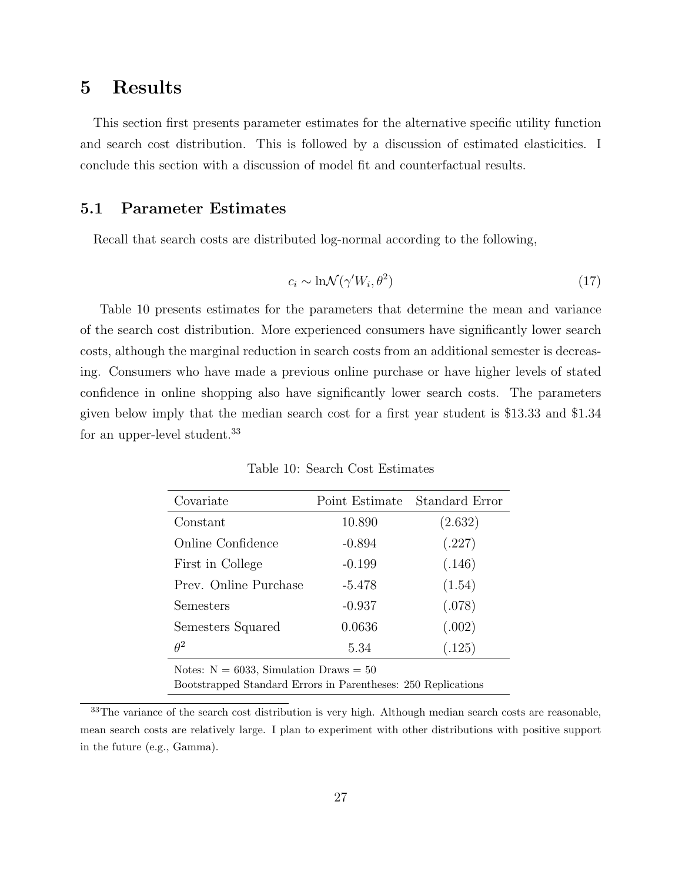# 5 Results

This section first presents parameter estimates for the alternative specific utility function and search cost distribution. This is followed by a discussion of estimated elasticities. I conclude this section with a discussion of model fit and counterfactual results.

## 5.1 Parameter Estimates

Recall that search costs are distributed log-normal according to the following,

$$c_i \sim \ln\mathcal{N}(\gamma' W_i, \theta^2) \tag{17}$$

Table 10 presents estimates for the parameters that determine the mean and variance of the search cost distribution. More experienced consumers have significantly lower search costs, although the marginal reduction in search costs from an additional semester is decreasing. Consumers who have made a previous online purchase or have higher levels of stated confidence in online shopping also have significantly lower search costs. The parameters given below imply that the median search cost for a first year student is \$13.33 and \$1.34 for an upper-level student.[33]

Table 10: Search Cost Estimates

| Covariate | Point Estimate | Standard Error |
|---|---|---|
| Constant | 10.890 | (2.632) |
| Online Confidence | -0.894 | (.227) |
| First in College | -0.199 | (.146) |
| Prev. Online Purchase | -5.478 | (1.54) |
| Semesters | -0.937 | (.078) |
| Semesters Squared | 0.0636 | (.002) |
| $\theta^2$ | 5.34 | (.125) |

Notes: N = 6033, Simulation Draws = 50
Bootstrapped Standard Errors in Parentheses: 250 Replications

[33] The variance of the search cost distribution is very high. Although median search costs are reasonable, mean search costs are relatively large. I plan to experiment with other distributions with positive support in the future (e.g., Gamma).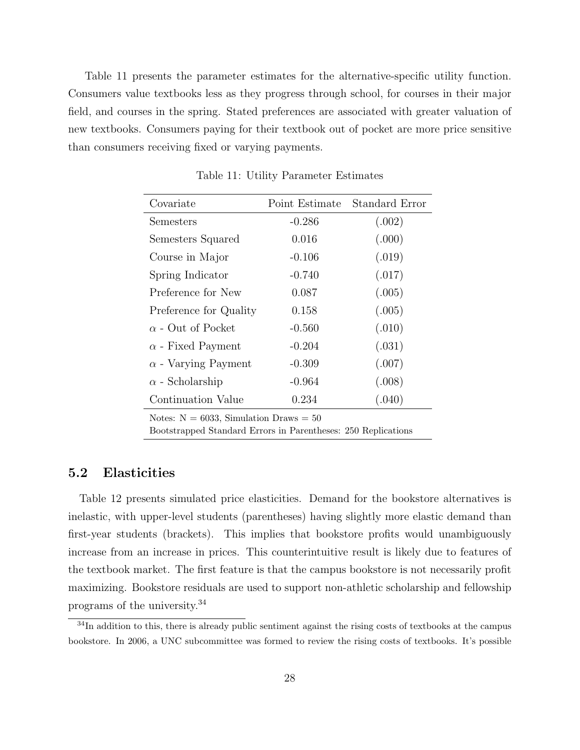Table 11 presents the parameter estimates for the alternative-specific utility function. Consumers value textbooks less as they progress through school, for courses in their major field, and courses in the spring. Stated preferences are associated with greater valuation of new textbooks. Consumers paying for their textbook out of pocket are more price sensitive than consumers receiving fixed or varying payments.

Table 11: Utility Parameter Estimates

| Covariate | Point Estimate | Standard Error |
|---|---|---|
| Semesters | -0.286 | (.002) |
| Semesters Squared | 0.016 | (.000) |
| Course in Major | -0.106 | (.019) |
| Spring Indicator | -0.740 | (.017) |
| Preference for New | 0.087 | (.005) |
| Preference for Quality | 0.158 | (.005) |
| $\alpha$ - Out of Pocket | -0.560 | (.010) |
| $\alpha$ - Fixed Payment | -0.204 | (.031) |
| $\alpha$ - Varying Payment | -0.309 | (.007) |
| $\alpha$ - Scholarship | -0.964 | (.008) |
| Continuation Value | 0.234 | (.040) |

Notes: N = 6033, Simulation Draws = 50

Bootstrapped Standard Errors in Parentheses: 250 Replications

## 5.2 Elasticities

Table 12 presents simulated price elasticities. Demand for the bookstore alternatives is inelastic, with upper-level students (parentheses) having slightly more elastic demand than first-year students (brackets). This implies that bookstore profits would unambiguously increase from an increase in prices. This counterintuitive result is likely due to features of the textbook market. The first feature is that the campus bookstore is not necessarily profit maximizing. Bookstore residuals are used to support non-athletic scholarship and fellowship programs of the university.[34]

[34] In addition to this, there is already public sentiment against the rising costs of textbooks at the campus bookstore. In 2006, a UNC subcommittee was formed to review the rising costs of textbooks. It's possible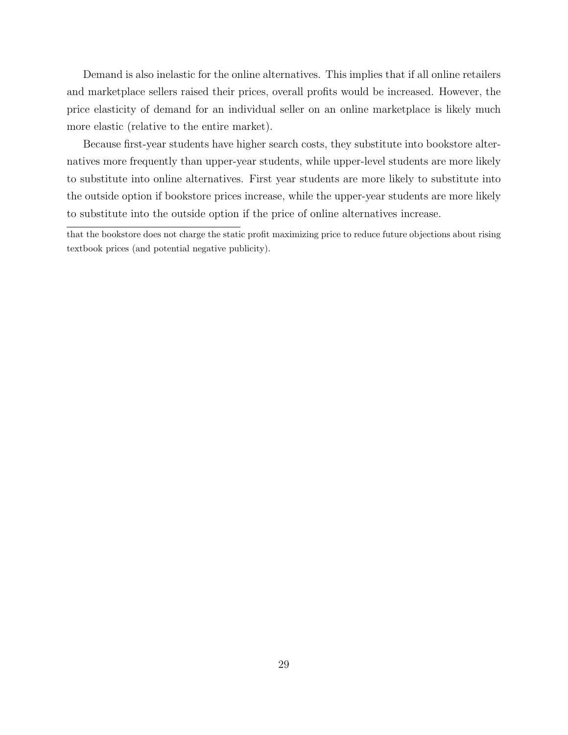Demand is also inelastic for the online alternatives. This implies that if all online retailers and marketplace sellers raised their prices, overall profits would be increased. However, the price elasticity of demand for an individual seller on an online marketplace is likely much more elastic (relative to the entire market).

Because first-year students have higher search costs, they substitute into bookstore alternatives more frequently than upper-year students, while upper-level students are more likely to substitute into online alternatives. First year students are more likely to substitute into the outside option if bookstore prices increase, while the upper-year students are more likely to substitute into the outside option if the price of online alternatives increase.

---

that the bookstore does not charge the static profit maximizing price to reduce future objections about rising textbook prices (and potential negative publicity).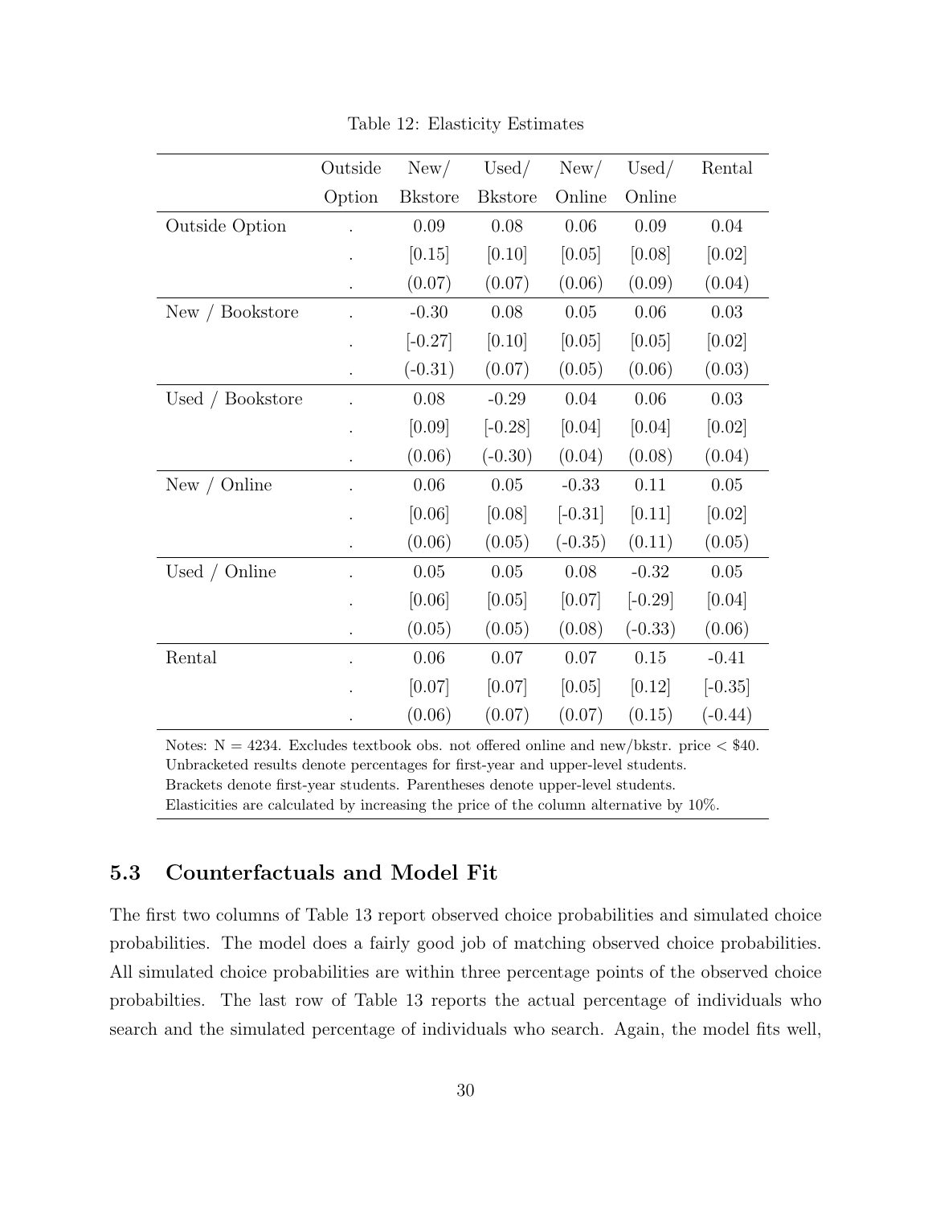Table 12: Elasticity Estimates

| | Outside Option | New/ Bkstore | Used/ Bkstore | New/ Online | Used/ Online | Rental |
|---|---|---|---|---|---|---|
| Outside Option | . | 0.09 | 0.08 | 0.06 | 0.09 | 0.04 |
| | . | [0.15] | [0.10] | [0.05] | [0.08] | [0.02] |
| | . | (0.07) | (0.07) | (0.06) | (0.09) | (0.04) |
| New / Bookstore | . | -0.30 | 0.08 | 0.05 | 0.06 | 0.03 |
| | . | [-0.27] | [0.10] | [0.05] | [0.05] | [0.02] |
| | . | (-0.31) | (0.07) | (0.05) | (0.06) | (0.03) |
| Used / Bookstore | . | 0.08 | -0.29 | 0.04 | 0.06 | 0.03 |
| | . | [0.09] | [-0.28] | [0.04] | [0.04] | [0.02] |
| | . | (0.06) | (-0.30) | (0.04) | (0.08) | (0.04) |
| New / Online | . | 0.06 | 0.05 | -0.33 | 0.11 | 0.05 |
| | . | [0.06] | [0.08] | [-0.31] | [0.11] | [0.02] |
| | . | (0.06) | (0.05) | (-0.35) | (0.11) | (0.05) |
| Used / Online | . | 0.05 | 0.05 | 0.08 | -0.32 | 0.05 |
| | . | [0.06] | [0.05] | [0.07] | [-0.29] | [0.04] |
| | . | (0.05) | (0.05) | (0.08) | (-0.33) | (0.06) |
| Rental | . | 0.06 | 0.07 | 0.07 | 0.15 | -0.41 |
| | . | [0.07] | [0.07] | [0.05] | [0.12] | [-0.35] |
| | . | (0.06) | (0.07) | (0.07) | (0.15) | (-0.44) |

Notes: N = 4234. Excludes textbook obs. not offered online and new/bkstr. price < $40.
Unbracketed results denote percentages for first-year and upper-level students.
Brackets denote first-year students. Parentheses denote upper-level students.
Elasticities are calculated by increasing the price of the column alternative by 10%.

### 5.3 Counterfactuals and Model Fit

The first two columns of Table 13 report observed choice probabilities and simulated choice probabilities. The model does a fairly good job of matching observed choice probabilities. All simulated choice probabilities are within three percentage points of the observed choice probabilties. The last row of Table 13 reports the actual percentage of individuals who search and the simulated percentage of individuals who search. Again, the model fits well,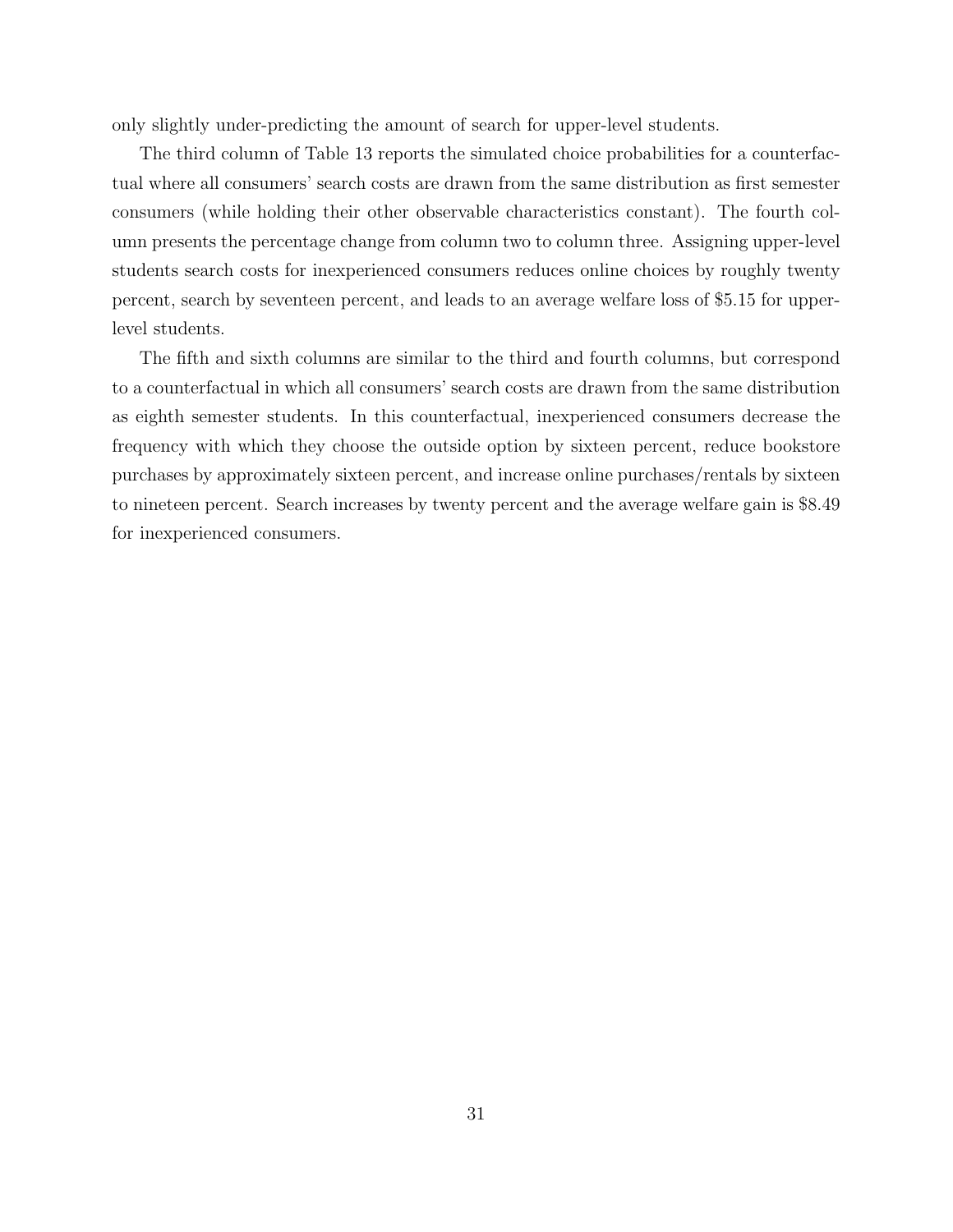only slightly under-predicting the amount of search for upper-level students.

The third column of Table 13 reports the simulated choice probabilities for a counterfactual where all consumers' search costs are drawn from the same distribution as first semester consumers (while holding their other observable characteristics constant). The fourth column presents the percentage change from column two to column three. Assigning upper-level students search costs for inexperienced consumers reduces online choices by roughly twenty percent, search by seventeen percent, and leads to an average welfare loss of \$5.15 for upper-level students.

The fifth and sixth columns are similar to the third and fourth columns, but correspond to a counterfactual in which all consumers' search costs are drawn from the same distribution as eighth semester students. In this counterfactual, inexperienced consumers decrease the frequency with which they choose the outside option by sixteen percent, reduce bookstore purchases by approximately sixteen percent, and increase online purchases/rentals by sixteen to nineteen percent. Search increases by twenty percent and the average welfare gain is \$8.49 for inexperienced consumers.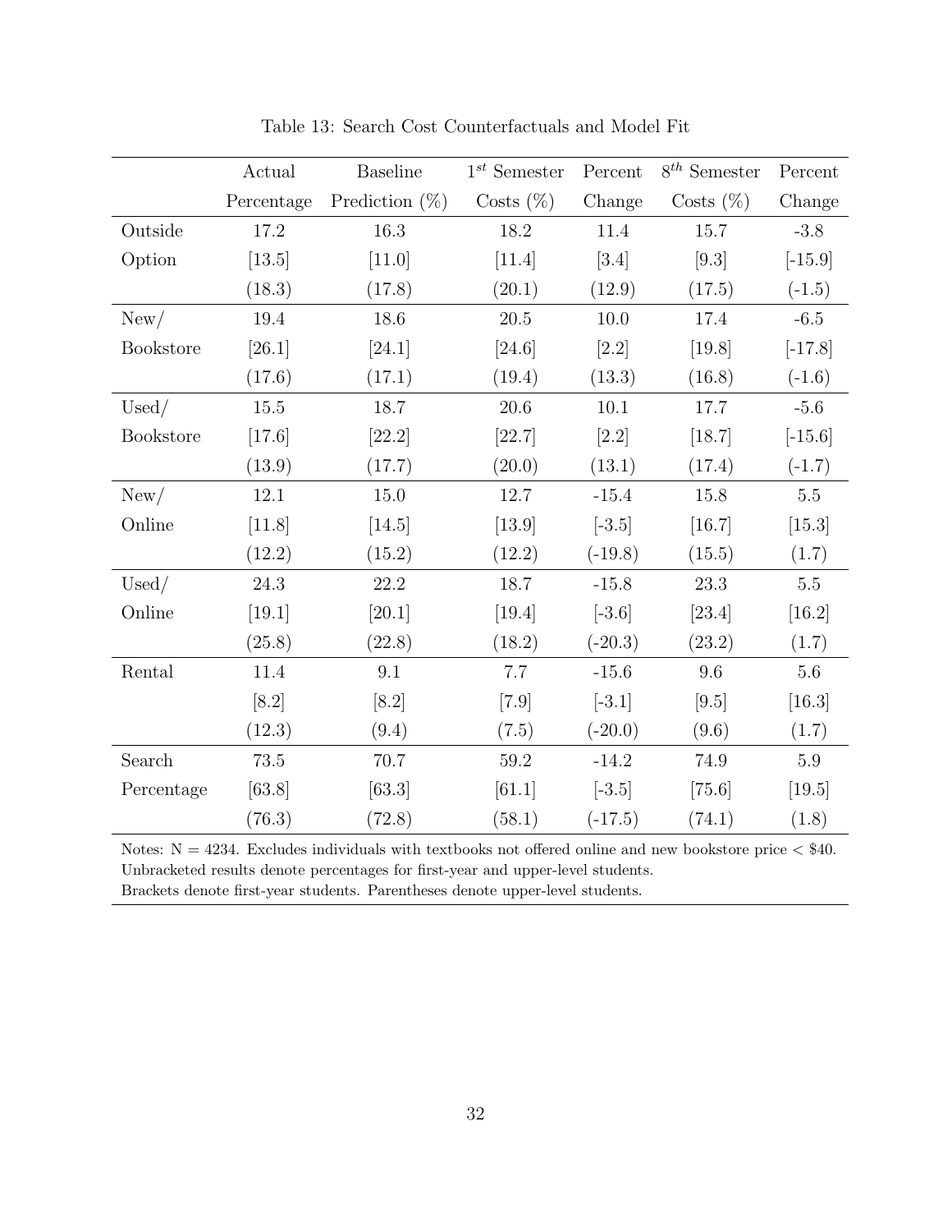Table 13: Search Cost Counterfactuals and Model Fit

| | Actual Percentage | Baseline Prediction (%) | $1^{st}$ Semester Costs (%) | Percent Change | $8^{th}$ Semester Costs (%) | Percent Change |
|---|---|---|---|---|---|---|
| Outside Option | 17.2 | 16.3 | 18.2 | 11.4 | 15.7 | -3.8 |
| | [13.5] | [11.0] | [11.4] | [3.4] | [9.3] | [-15.9] |
| | (18.3) | (17.8) | (20.1) | (12.9) | (17.5) | (-1.5) |
| New/ Bookstore | 19.4 | 18.6 | 20.5 | 10.0 | 17.4 | -6.5 |
| | [26.1] | [24.1] | [24.6] | [2.2] | [19.8] | [-17.8] |
| | (17.6) | (17.1) | (19.4) | (13.3) | (16.8) | (-1.6) |
| Used/ Bookstore | 15.5 | 18.7 | 20.6 | 10.1 | 17.7 | -5.6 |
| | [17.6] | [22.2] | [22.7] | [2.2] | [18.7] | [-15.6] |
| | (13.9) | (17.7) | (20.0) | (13.1) | (17.4) | (-1.7) |
| New/ Online | 12.1 | 15.0 | 12.7 | -15.4 | 15.8 | 5.5 |
| | [11.8] | [14.5] | [13.9] | [-3.5] | [16.7] | [15.3] |
| | (12.2) | (15.2) | (12.2) | (-19.8) | (15.5) | (1.7) |
| Used/ Online | 24.3 | 22.2 | 18.7 | -15.8 | 23.3 | 5.5 |
| | [19.1] | [20.1] | [19.4] | [-3.6] | [23.4] | [16.2] |
| | (25.8) | (22.8) | (18.2) | (-20.3) | (23.2) | (1.7) |
| Rental | 11.4 | 9.1 | 7.7 | -15.6 | 9.6 | 5.6 |
| | [8.2] | [8.2] | [7.9] | [-3.1] | [9.5] | [16.3] |
| | (12.3) | (9.4) | (7.5) | (-20.0) | (9.6) | (1.7) |
| Search Percentage | 73.5 | 70.7 | 59.2 | -14.2 | 74.9 | 5.9 |
| | [63.8] | [63.3] | [61.1] | [-3.5] | [75.6] | [19.5] |
| | (76.3) | (72.8) | (58.1) | (-17.5) | (74.1) | (1.8) |

Notes: N = 4234. Excludes individuals with textbooks not offered online and new bookstore price < $40.
Unbracketed results denote percentages for first-year and upper-level students.
Brackets denote first-year students. Parentheses denote upper-level students.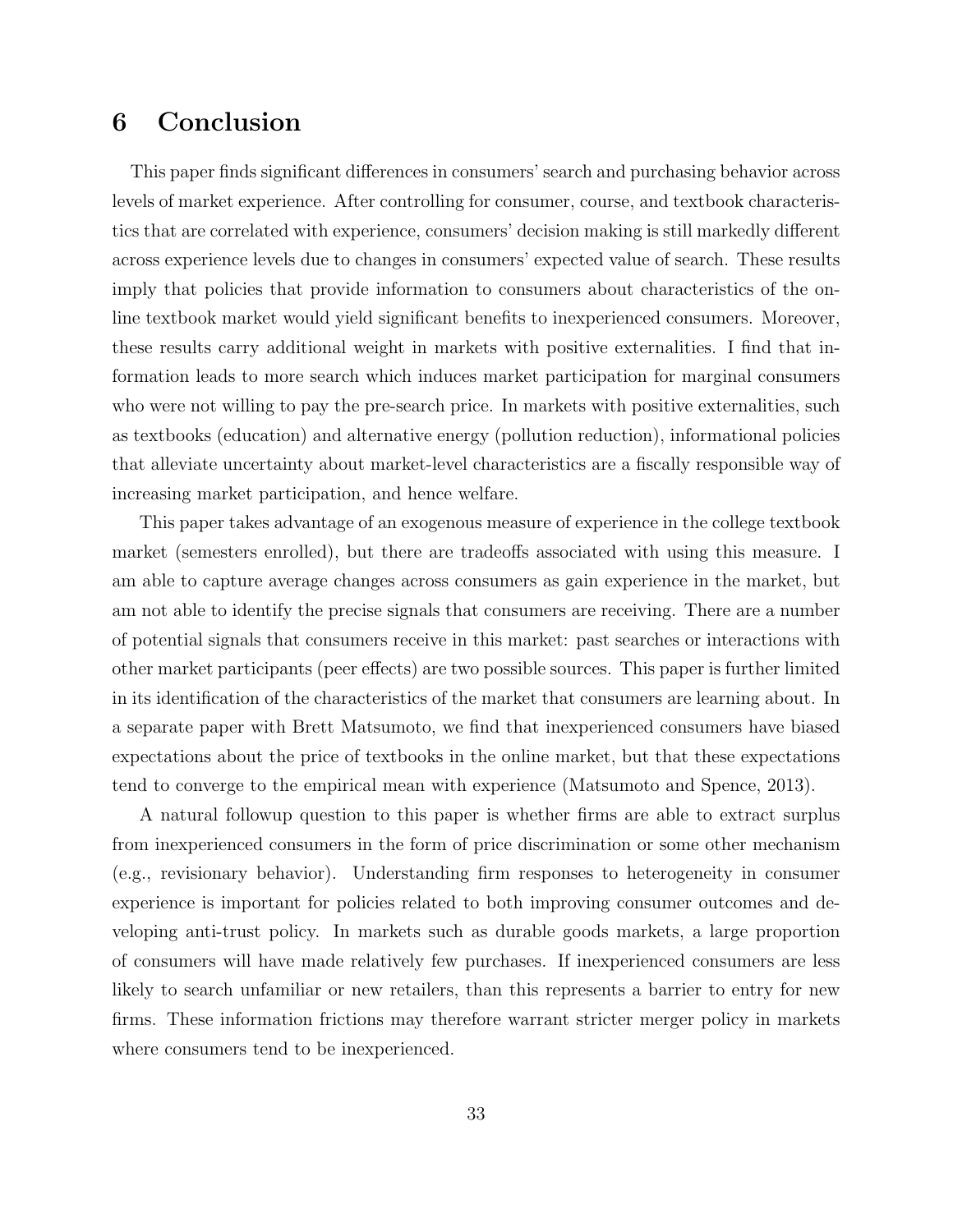# 6 Conclusion

This paper finds significant differences in consumers' search and purchasing behavior across levels of market experience. After controlling for consumer, course, and textbook characteristics that are correlated with experience, consumers' decision making is still markedly different across experience levels due to changes in consumers' expected value of search. These results imply that policies that provide information to consumers about characteristics of the online textbook market would yield significant benefits to inexperienced consumers. Moreover, these results carry additional weight in markets with positive externalities. I find that information leads to more search which induces market participation for marginal consumers who were not willing to pay the pre-search price. In markets with positive externalities, such as textbooks (education) and alternative energy (pollution reduction), informational policies that alleviate uncertainty about market-level characteristics are a fiscally responsible way of increasing market participation, and hence welfare.

This paper takes advantage of an exogenous measure of experience in the college textbook market (semesters enrolled), but there are tradeoffs associated with using this measure. I am able to capture average changes across consumers as gain experience in the market, but am not able to identify the precise signals that consumers are receiving. There are a number of potential signals that consumers receive in this market: past searches or interactions with other market participants (peer effects) are two possible sources. This paper is further limited in its identification of the characteristics of the market that consumers are learning about. In a separate paper with Brett Matsumoto, we find that inexperienced consumers have biased expectations about the price of textbooks in the online market, but that these expectations tend to converge to the empirical mean with experience (Matsumoto and Spence, 2013).

A natural followup question to this paper is whether firms are able to extract surplus from inexperienced consumers in the form of price discrimination or some other mechanism (e.g., revisionary behavior). Understanding firm responses to heterogeneity in consumer experience is important for policies related to both improving consumer outcomes and developing anti-trust policy. In markets such as durable goods markets, a large proportion of consumers will have made relatively few purchases. If inexperienced consumers are less likely to search unfamiliar or new retailers, than this represents a barrier to entry for new firms. These information frictions may therefore warrant stricter merger policy in markets where consumers tend to be inexperienced.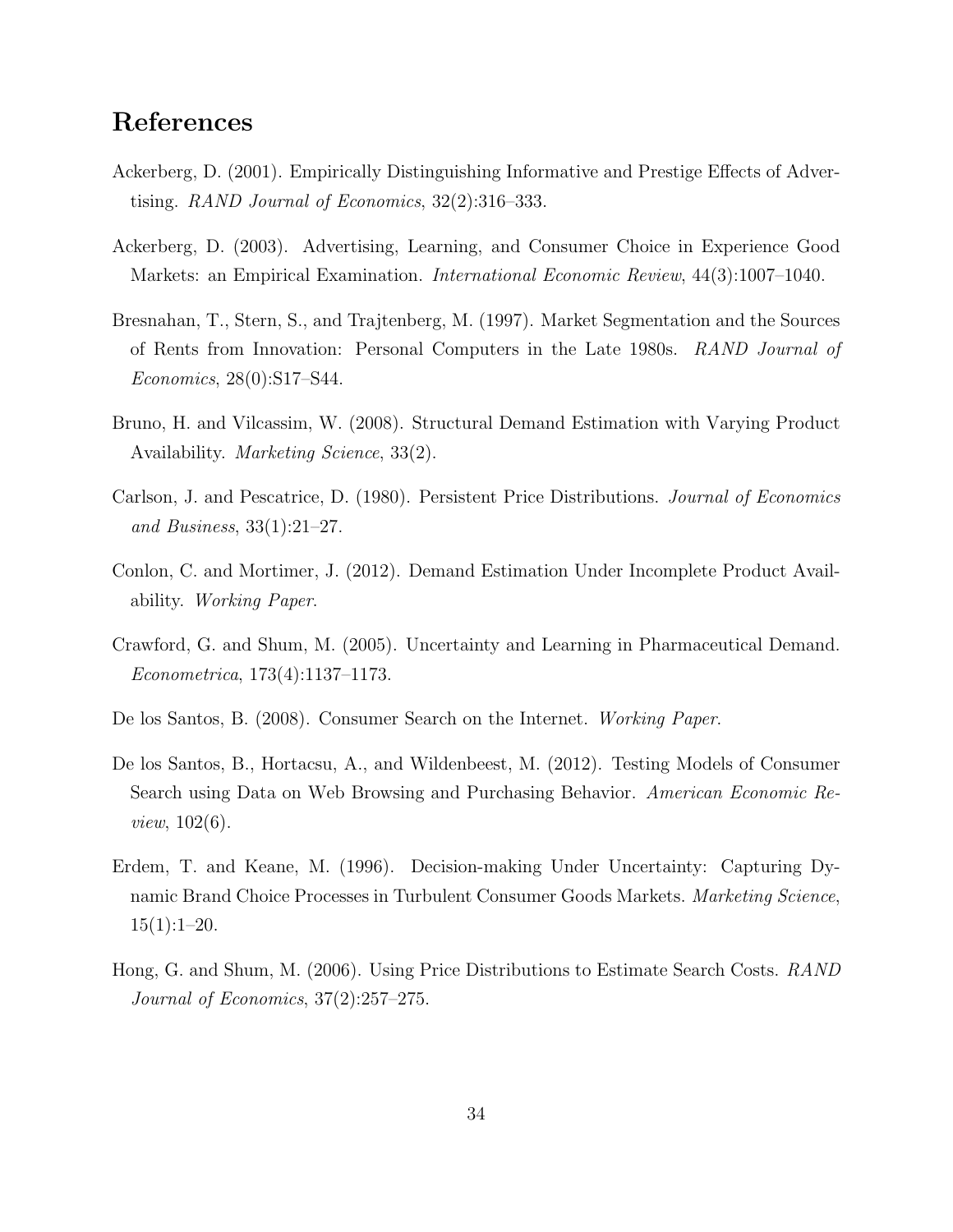## References

Ackerberg, D. (2001). Empirically Distinguishing Informative and Prestige Effects of Advertising. *RAND Journal of Economics*, 32(2):316–333.

Ackerberg, D. (2003). Advertising, Learning, and Consumer Choice in Experience Good Markets: an Empirical Examination. *International Economic Review*, 44(3):1007–1040.

Bresnahan, T., Stern, S., and Trajtenberg, M. (1997). Market Segmentation and the Sources of Rents from Innovation: Personal Computers in the Late 1980s. *RAND Journal of Economics*, 28(0):S17–S44.

Bruno, H. and Vilcassim, W. (2008). Structural Demand Estimation with Varying Product Availability. *Marketing Science*, 33(2).

Carlson, J. and Pescatrice, D. (1980). Persistent Price Distributions. *Journal of Economics and Business*, 33(1):21–27.

Conlon, C. and Mortimer, J. (2012). Demand Estimation Under Incomplete Product Availability. *Working Paper*.

Crawford, G. and Shum, M. (2005). Uncertainty and Learning in Pharmaceutical Demand. *Econometrica*, 173(4):1137–1173.

De los Santos, B. (2008). Consumer Search on the Internet. *Working Paper*.

De los Santos, B., Hortacsu, A., and Wildenbeest, M. (2012). Testing Models of Consumer Search using Data on Web Browsing and Purchasing Behavior. *American Economic Review*, 102(6).

Erdem, T. and Keane, M. (1996). Decision-making Under Uncertainty: Capturing Dynamic Brand Choice Processes in Turbulent Consumer Goods Markets. *Marketing Science*, 15(1):1–20.

Hong, G. and Shum, M. (2006). Using Price Distributions to Estimate Search Costs. *RAND Journal of Economics*, 37(2):257–275.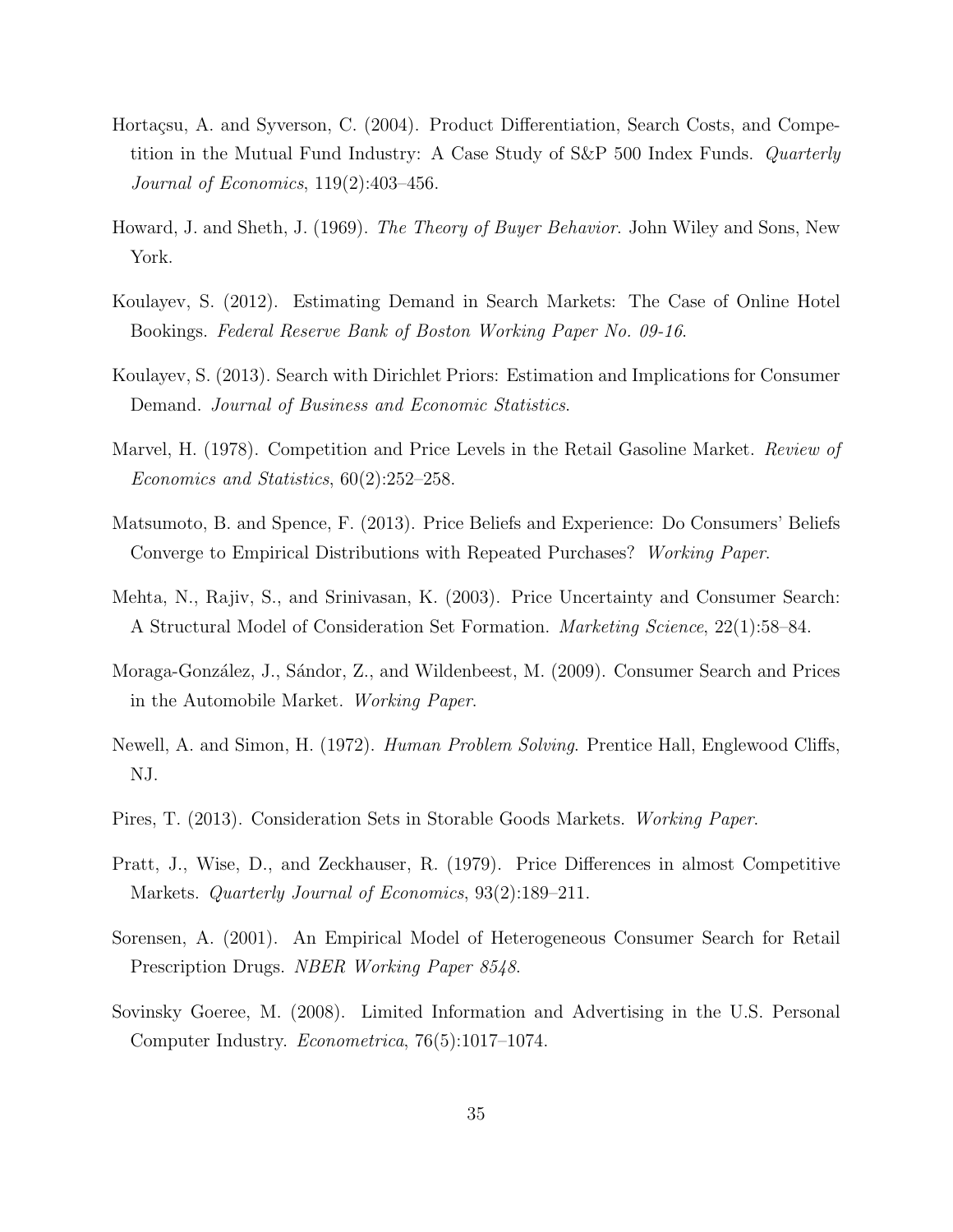Hortaçsu, A. and Syverson, C. (2004). Product Differentiation, Search Costs, and Competition in the Mutual Fund Industry: A Case Study of S&P 500 Index Funds. *Quarterly Journal of Economics*, 119(2):403–456.

Howard, J. and Sheth, J. (1969). *The Theory of Buyer Behavior*. John Wiley and Sons, New York.

Koulayev, S. (2012). Estimating Demand in Search Markets: The Case of Online Hotel Bookings. *Federal Reserve Bank of Boston Working Paper No. 09-16*.

Koulayev, S. (2013). Search with Dirichlet Priors: Estimation and Implications for Consumer Demand. *Journal of Business and Economic Statistics*.

Marvel, H. (1978). Competition and Price Levels in the Retail Gasoline Market. *Review of Economics and Statistics*, 60(2):252–258.

Matsumoto, B. and Spence, F. (2013). Price Beliefs and Experience: Do Consumers' Beliefs Converge to Empirical Distributions with Repeated Purchases? *Working Paper*.

Mehta, N., Rajiv, S., and Srinivasan, K. (2003). Price Uncertainty and Consumer Search: A Structural Model of Consideration Set Formation. *Marketing Science*, 22(1):58–84.

Moraga-González, J., Sándor, Z., and Wildenbeest, M. (2009). Consumer Search and Prices in the Automobile Market. *Working Paper*.

Newell, A. and Simon, H. (1972). *Human Problem Solving*. Prentice Hall, Englewood Cliffs, NJ.

Pires, T. (2013). Consideration Sets in Storable Goods Markets. *Working Paper*.

Pratt, J., Wise, D., and Zeckhauser, R. (1979). Price Differences in almost Competitive Markets. *Quarterly Journal of Economics*, 93(2):189–211.

Sorensen, A. (2001). An Empirical Model of Heterogeneous Consumer Search for Retail Prescription Drugs. *NBER Working Paper 8548*.

Sovinsky Goeree, M. (2008). Limited Information and Advertising in the U.S. Personal Computer Industry. *Econometrica*, 76(5):1017–1074.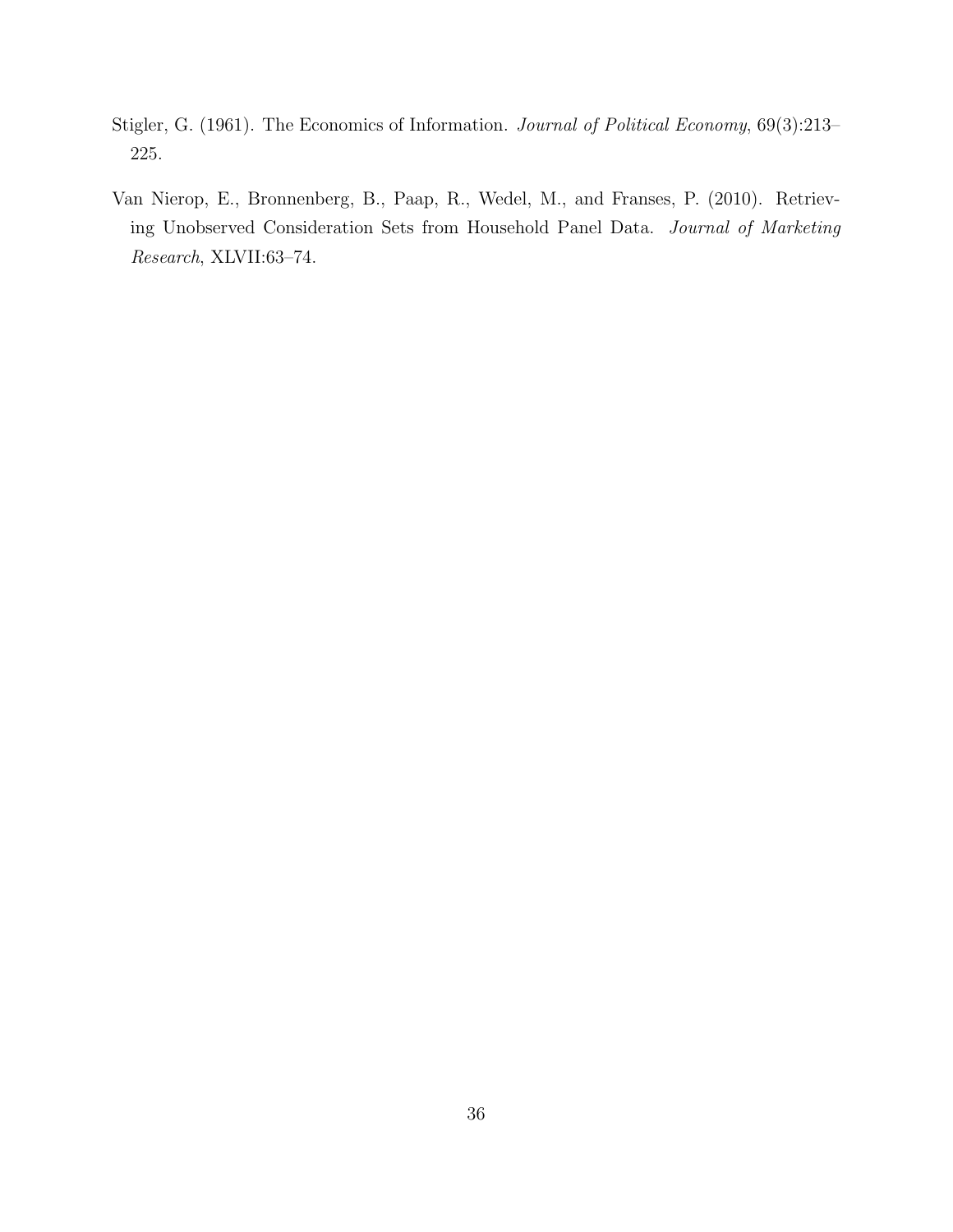Stigler, G. (1961). The Economics of Information. *Journal of Political Economy*, 69(3):213–225.

Van Nierop, E., Bronnenberg, B., Paap, R., Wedel, M., and Franses, P. (2010). Retrieving Unobserved Consideration Sets from Household Panel Data. *Journal of Marketing Research*, XLVII:63–74.